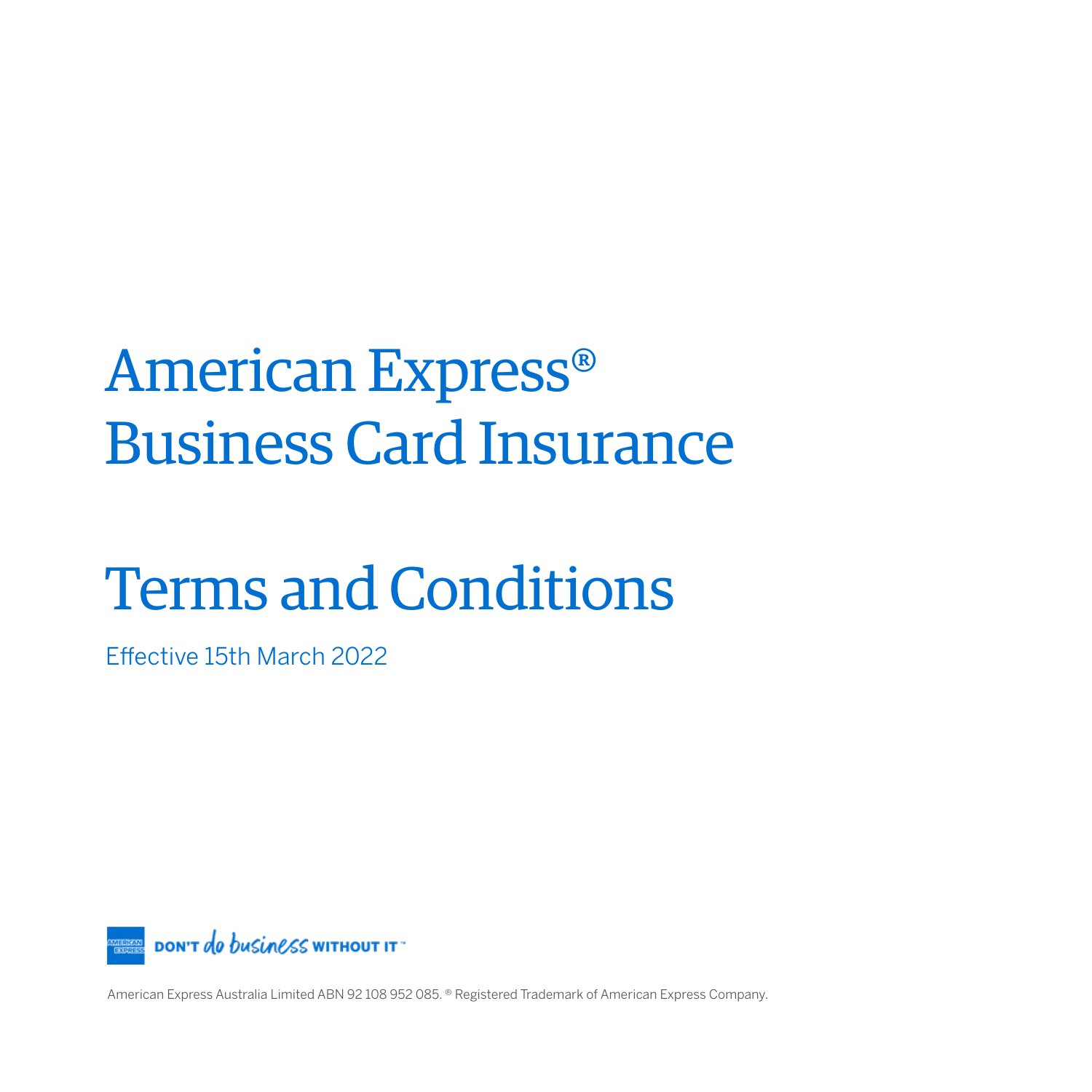# American Express® Business Card Insurance

# Terms and Conditions

Effective 15th March 2022

DON'T do business WITHOUT IT™

American Express Australia Limited ABN 92 108 952 085. ® Registered Trademark of American Express Company.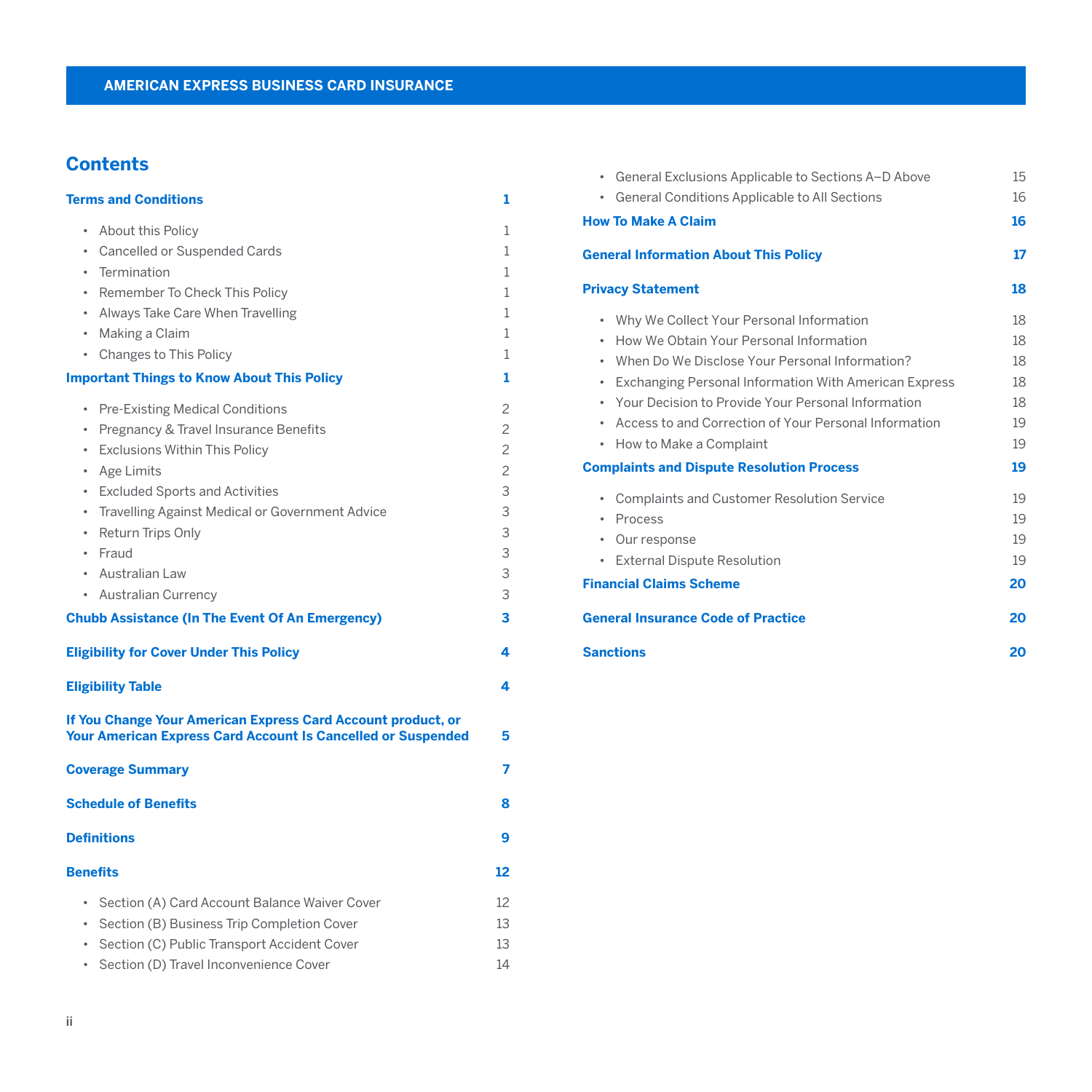## Contents

**Terms and Conditions** 1

- About this Policy 1
- Cancelled or Suspended Cards 1
- Termination 1
- Remember To Check This Policy 1
- Always Take Care When Travelling 1
- Making a Claim 1
- Changes to This Policy 1

**Important Things to Know About This Policy** 1

- Pre-Existing Medical Conditions 2
- Pregnancy & Travel Insurance Benefits 2
- Exclusions Within This Policy 2
- Age Limits 2
- Excluded Sports and Activities 3
- Travelling Against Medical or Government Advice 3
- Return Trips Only 3
- Fraud 3
- Australian Law 3
- Australian Currency 3

**Chubb Assistance (In The Event Of An Emergency)** 3

**Eligibility for Cover Under This Policy** 4

**Eligibility Table** 4

**If You Change Your American Express Card Account product, or Your American Express Card Account Is Cancelled or Suspended** 5

**Coverage Summary** 7

**Schedule of Benefits** 8

**Definitions** 9

**Benefits** 12

- Section (A) Card Account Balance Waiver Cover 12
- Section (B) Business Trip Completion Cover 13
- Section (C) Public Transport Accident Cover 13
- Section (D) Travel Inconvenience Cover 14
- General Exclusions Applicable to Sections A–D Above 15
- General Conditions Applicable to All Sections 16

**How To Make A Claim** 16

**General Information About This Policy** 17

**Privacy Statement** 18

- Why We Collect Your Personal Information 18
- How We Obtain Your Personal Information 18
- When Do We Disclose Your Personal Information? 18
- Exchanging Personal Information With American Express 18
- Your Decision to Provide Your Personal Information 18
- Access to and Correction of Your Personal Information 19
- How to Make a Complaint 19

**Complaints and Dispute Resolution Process** 19

- Complaints and Customer Resolution Service 19
- Process 19
- Our response 19
- External Dispute Resolution 19

**Financial Claims Scheme** 20

**General Insurance Code of Practice** 20

**Sanctions** 20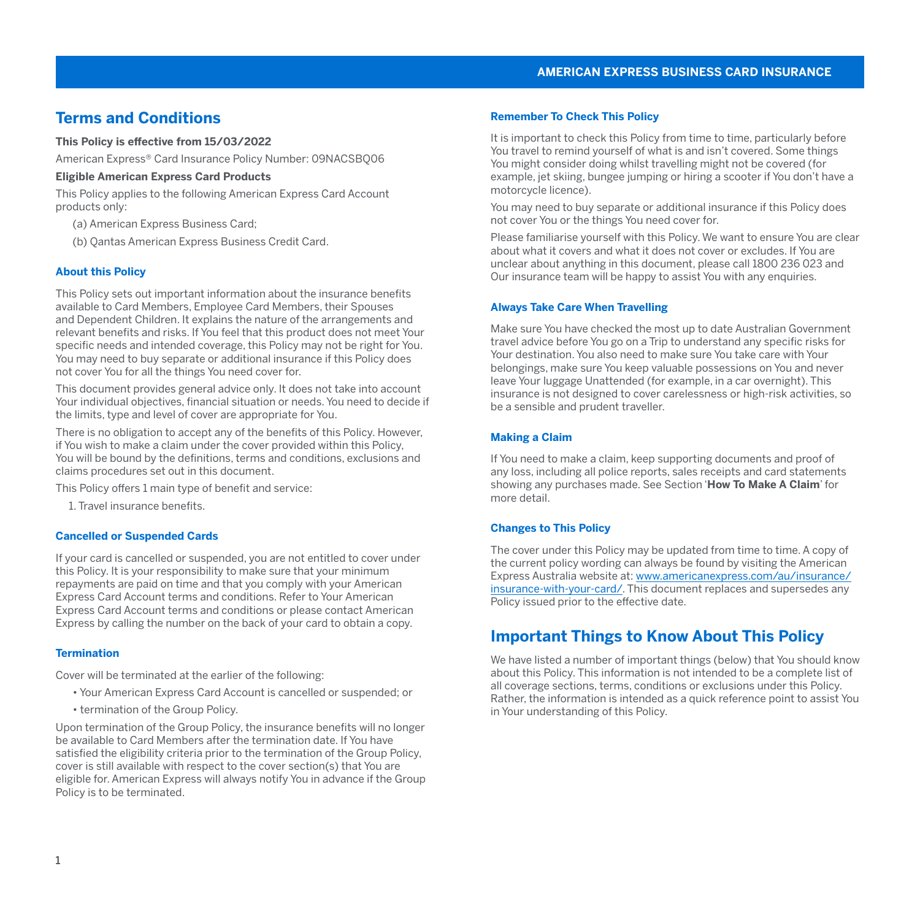## Terms and Conditions

**This Policy is effective from 15/03/2022**

American Express® Card Insurance Policy Number: 09NACSBQ06

**Eligible American Express Card Products**

This Policy applies to the following American Express Card Account products only:

(a) American Express Business Card;

(b) Qantas American Express Business Credit Card.

### About this Policy

This Policy sets out important information about the insurance benefits available to Card Members, Employee Card Members, their Spouses and Dependent Children. It explains the nature of the arrangements and relevant benefits and risks. If You feel that this product does not meet Your specific needs and intended coverage, this Policy may not be right for You. You may need to buy separate or additional insurance if this Policy does not cover You for all the things You need cover for.

This document provides general advice only. It does not take into account Your individual objectives, financial situation or needs. You need to decide if the limits, type and level of cover are appropriate for You.

There is no obligation to accept any of the benefits of this Policy. However, if You wish to make a claim under the cover provided within this Policy, You will be bound by the definitions, terms and conditions, exclusions and claims procedures set out in this document.

This Policy offers 1 main type of benefit and service:

1. Travel insurance benefits.

### Cancelled or Suspended Cards

If your card is cancelled or suspended, you are not entitled to cover under this Policy. It is your responsibility to make sure that your minimum repayments are paid on time and that you comply with your American Express Card Account terms and conditions. Refer to Your American Express Card Account terms and conditions or please contact American Express by calling the number on the back of your card to obtain a copy.

### Termination

Cover will be terminated at the earlier of the following:

- Your American Express Card Account is cancelled or suspended; or
- termination of the Group Policy.

Upon termination of the Group Policy, the insurance benefits will no longer be available to Card Members after the termination date. If You have satisfied the eligibility criteria prior to the termination of the Group Policy, cover is still available with respect to the cover section(s) that You are eligible for. American Express will always notify You in advance if the Group Policy is to be terminated.

### Remember To Check This Policy

It is important to check this Policy from time to time, particularly before You travel to remind yourself of what is and isn't covered. Some things You might consider doing whilst travelling might not be covered (for example, jet skiing, bungee jumping or hiring a scooter if You don't have a motorcycle licence).

You may need to buy separate or additional insurance if this Policy does not cover You or the things You need cover for.

Please familiarise yourself with this Policy. We want to ensure You are clear about what it covers and what it does not cover or excludes. If You are unclear about anything in this document, please call 1800 236 023 and Our insurance team will be happy to assist You with any enquiries.

### Always Take Care When Travelling

Make sure You have checked the most up to date Australian Government travel advice before You go on a Trip to understand any specific risks for Your destination. You also need to make sure You take care with Your belongings, make sure You keep valuable possessions on You and never leave Your luggage Unattended (for example, in a car overnight). This insurance is not designed to cover carelessness or high-risk activities, so be a sensible and prudent traveller.

### Making a Claim

If You need to make a claim, keep supporting documents and proof of any loss, including all police reports, sales receipts and card statements showing any purchases made. See Section '**How To Make A Claim**' for more detail.

### Changes to This Policy

The cover under this Policy may be updated from time to time. A copy of the current policy wording can always be found by visiting the American Express Australia website at: www.americanexpress.com/au/insurance/insurance-with-your-card/. This document replaces and supersedes any Policy issued prior to the effective date.

## Important Things to Know About This Policy

We have listed a number of important things (below) that You should know about this Policy. This information is not intended to be a complete list of all coverage sections, terms, conditions or exclusions under this Policy. Rather, the information is intended as a quick reference point to assist You in Your understanding of this Policy.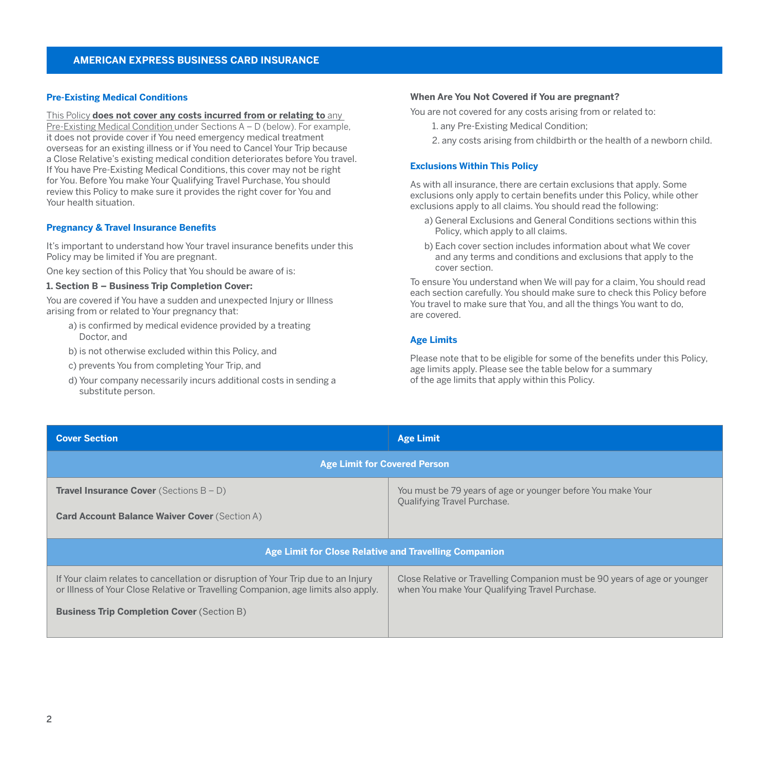## Pre-Existing Medical Conditions

This Policy **does not cover any costs incurred from or relating to** any Pre-Existing Medical Condition under Sections A – D (below). For example, it does not provide cover if You need emergency medical treatment overseas for an existing illness or if You need to Cancel Your Trip because a Close Relative's existing medical condition deteriorates before You travel. If You have Pre-Existing Medical Conditions, this cover may not be right for You. Before You make Your Qualifying Travel Purchase, You should review this Policy to make sure it provides the right cover for You and Your health situation.

## Pregnancy & Travel Insurance Benefits

It's important to understand how Your travel insurance benefits under this Policy may be limited if You are pregnant.

One key section of this Policy that You should be aware of is:

**1. Section B – Business Trip Completion Cover:**

You are covered if You have a sudden and unexpected Injury or Illness arising from or related to Your pregnancy that:

a) is confirmed by medical evidence provided by a treating Doctor, and

b) is not otherwise excluded within this Policy, and

c) prevents You from completing Your Trip, and

d) Your company necessarily incurs additional costs in sending a substitute person.

**When Are You Not Covered if You are pregnant?**

You are not covered for any costs arising from or related to:

1. any Pre-Existing Medical Condition;
2. any costs arising from childbirth or the health of a newborn child.

## Exclusions Within This Policy

As with all insurance, there are certain exclusions that apply. Some exclusions only apply to certain benefits under this Policy, while other exclusions apply to all claims. You should read the following:

a) General Exclusions and General Conditions sections within this Policy, which apply to all claims.

b) Each cover section includes information about what We cover and any terms and conditions and exclusions that apply to the cover section.

To ensure You understand when We will pay for a claim, You should read each section carefully. You should make sure to check this Policy before You travel to make sure that You, and all the things You want to do, are covered.

## Age Limits

Please note that to be eligible for some of the benefits under this Policy, age limits apply. Please see the table below for a summary of the age limits that apply within this Policy.

| Cover Section | Age Limit |
|---|---|
| **Age Limit for Covered Person** | |
| **Travel Insurance Cover** (Sections B – D)<br><br>**Card Account Balance Waiver Cover** (Section A) | You must be 79 years of age or younger before You make Your Qualifying Travel Purchase. |
| **Age Limit for Close Relative and Travelling Companion** | |
| If Your claim relates to cancellation or disruption of Your Trip due to an Injury or Illness of Your Close Relative or Travelling Companion, age limits also apply.<br><br>**Business Trip Completion Cover** (Section B) | Close Relative or Travelling Companion must be 90 years of age or younger when You make Your Qualifying Travel Purchase. |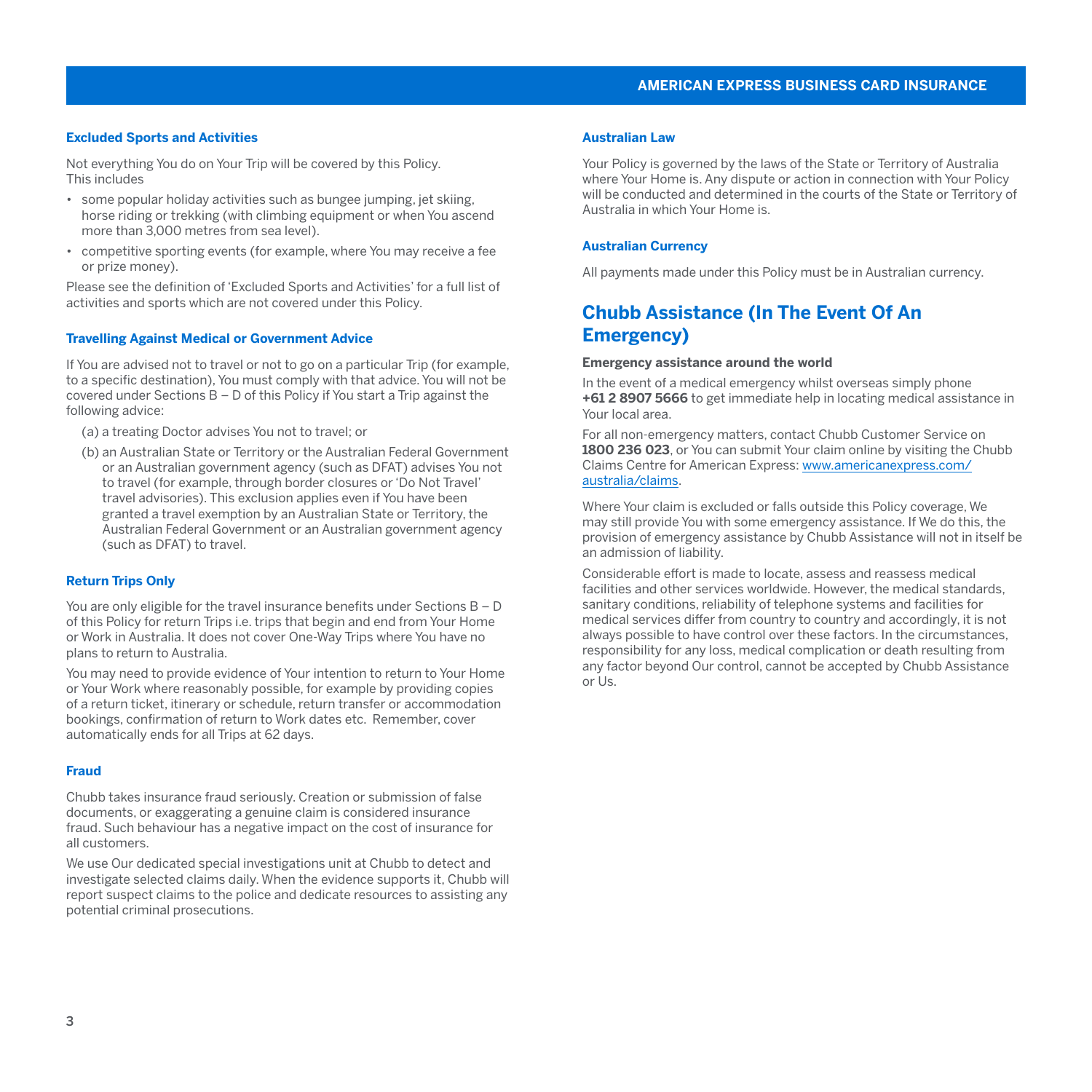### Excluded Sports and Activities

Not everything You do on Your Trip will be covered by this Policy. This includes

- some popular holiday activities such as bungee jumping, jet skiing, horse riding or trekking (with climbing equipment or when You ascend more than 3,000 metres from sea level).
- competitive sporting events (for example, where You may receive a fee or prize money).

Please see the definition of 'Excluded Sports and Activities' for a full list of activities and sports which are not covered under this Policy.

### Travelling Against Medical or Government Advice

If You are advised not to travel or not to go on a particular Trip (for example, to a specific destination), You must comply with that advice. You will not be covered under Sections B – D of this Policy if You start a Trip against the following advice:

(a) a treating Doctor advises You not to travel; or

(b) an Australian State or Territory or the Australian Federal Government or an Australian government agency (such as DFAT) advises You not to travel (for example, through border closures or 'Do Not Travel' travel advisories). This exclusion applies even if You have been granted a travel exemption by an Australian State or Territory, the Australian Federal Government or an Australian government agency (such as DFAT) to travel.

### Return Trips Only

You are only eligible for the travel insurance benefits under Sections B – D of this Policy for return Trips i.e. trips that begin and end from Your Home or Work in Australia. It does not cover One-Way Trips where You have no plans to return to Australia.

You may need to provide evidence of Your intention to return to Your Home or Your Work where reasonably possible, for example by providing copies of a return ticket, itinerary or schedule, return transfer or accommodation bookings, confirmation of return to Work dates etc. Remember, cover automatically ends for all Trips at 62 days.

### Fraud

Chubb takes insurance fraud seriously. Creation or submission of false documents, or exaggerating a genuine claim is considered insurance fraud. Such behaviour has a negative impact on the cost of insurance for all customers.

We use Our dedicated special investigations unit at Chubb to detect and investigate selected claims daily. When the evidence supports it, Chubb will report suspect claims to the police and dedicate resources to assisting any potential criminal prosecutions.

### Australian Law

Your Policy is governed by the laws of the State or Territory of Australia where Your Home is. Any dispute or action in connection with Your Policy will be conducted and determined in the courts of the State or Territory of Australia in which Your Home is.

### Australian Currency

All payments made under this Policy must be in Australian currency.

## Chubb Assistance (In The Event Of An Emergency)

**Emergency assistance around the world**

In the event of a medical emergency whilst overseas simply phone **+61 2 8907 5666** to get immediate help in locating medical assistance in Your local area.

For all non-emergency matters, contact Chubb Customer Service on **1800 236 023**, or You can submit Your claim online by visiting the Chubb Claims Centre for American Express: www.americanexpress.com/australia/claims.

Where Your claim is excluded or falls outside this Policy coverage, We may still provide You with some emergency assistance. If We do this, the provision of emergency assistance by Chubb Assistance will not in itself be an admission of liability.

Considerable effort is made to locate, assess and reassess medical facilities and other services worldwide. However, the medical standards, sanitary conditions, reliability of telephone systems and facilities for medical services differ from country to country and accordingly, it is not always possible to have control over these factors. In the circumstances, responsibility for any loss, medical complication or death resulting from any factor beyond Our control, cannot be accepted by Chubb Assistance or Us.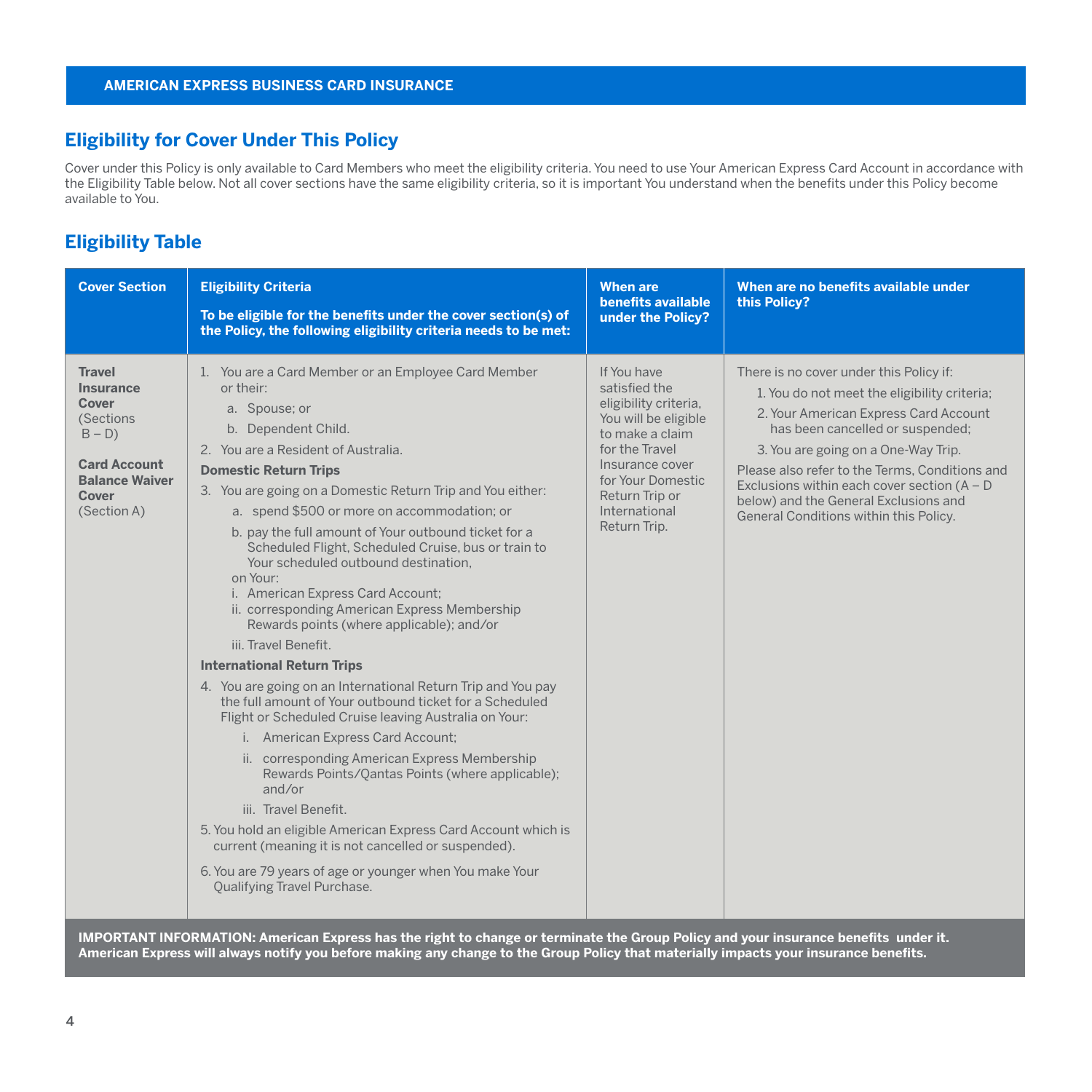AMERICAN EXPRESS BUSINESS CARD INSURANCE

## Eligibility for Cover Under This Policy

Cover under this Policy is only available to Card Members who meet the eligibility criteria. You need to use Your American Express Card Account in accordance with the Eligibility Table below. Not all cover sections have the same eligibility criteria, so it is important You understand when the benefits under this Policy become available to You.

## Eligibility Table

| Cover Section | Eligibility Criteria<br><br>**To be eligible for the benefits under the cover section(s) of the Policy, the following eligibility criteria needs to be met:** | When are benefits available under the Policy? | When are no benefits available under this Policy? |
|---|---|---|---|
| **Travel Insurance Cover** (Sections B – D)<br><br>**Card Account Balance Waiver Cover** (Section A) | 1. You are a Card Member or an Employee Card Member or their:<br>a. Spouse; or<br>b. Dependent Child.<br>2. You are a Resident of Australia.<br>**Domestic Return Trips**<br>3. You are going on a Domestic Return Trip and You either:<br>a. spend $500 or more on accommodation; or<br>b. pay the full amount of Your outbound ticket for a Scheduled Flight, Scheduled Cruise, bus or train to Your scheduled outbound destination,<br>on Your:<br>i. American Express Card Account;<br>ii. corresponding American Express Membership Rewards points (where applicable); and/or<br>iii. Travel Benefit.<br>**International Return Trips**<br>4. You are going on an International Return Trip and You pay the full amount of Your outbound ticket for a Scheduled Flight or Scheduled Cruise leaving Australia on Your:<br>i. American Express Card Account;<br>ii. corresponding American Express Membership Rewards Points/Qantas Points (where applicable); and/or<br>iii. Travel Benefit.<br>5. You hold an eligible American Express Card Account which is current (meaning it is not cancelled or suspended).<br>6. You are 79 years of age or younger when You make Your Qualifying Travel Purchase. | If You have satisfied the eligibility criteria, You will be eligible to make a claim for the Travel Insurance cover for Your Domestic Return Trip or International Return Trip. | There is no cover under this Policy if:<br>1. You do not meet the eligibility criteria;<br>2. Your American Express Card Account has been cancelled or suspended;<br>3. You are going on a One-Way Trip.<br>Please also refer to the Terms, Conditions and Exclusions within each cover section (A – D below) and the General Exclusions and General Conditions within this Policy. |

**IMPORTANT INFORMATION: American Express has the right to change or terminate the Group Policy and your insurance benefits under it. American Express will always notify you before making any change to the Group Policy that materially impacts your insurance benefits.**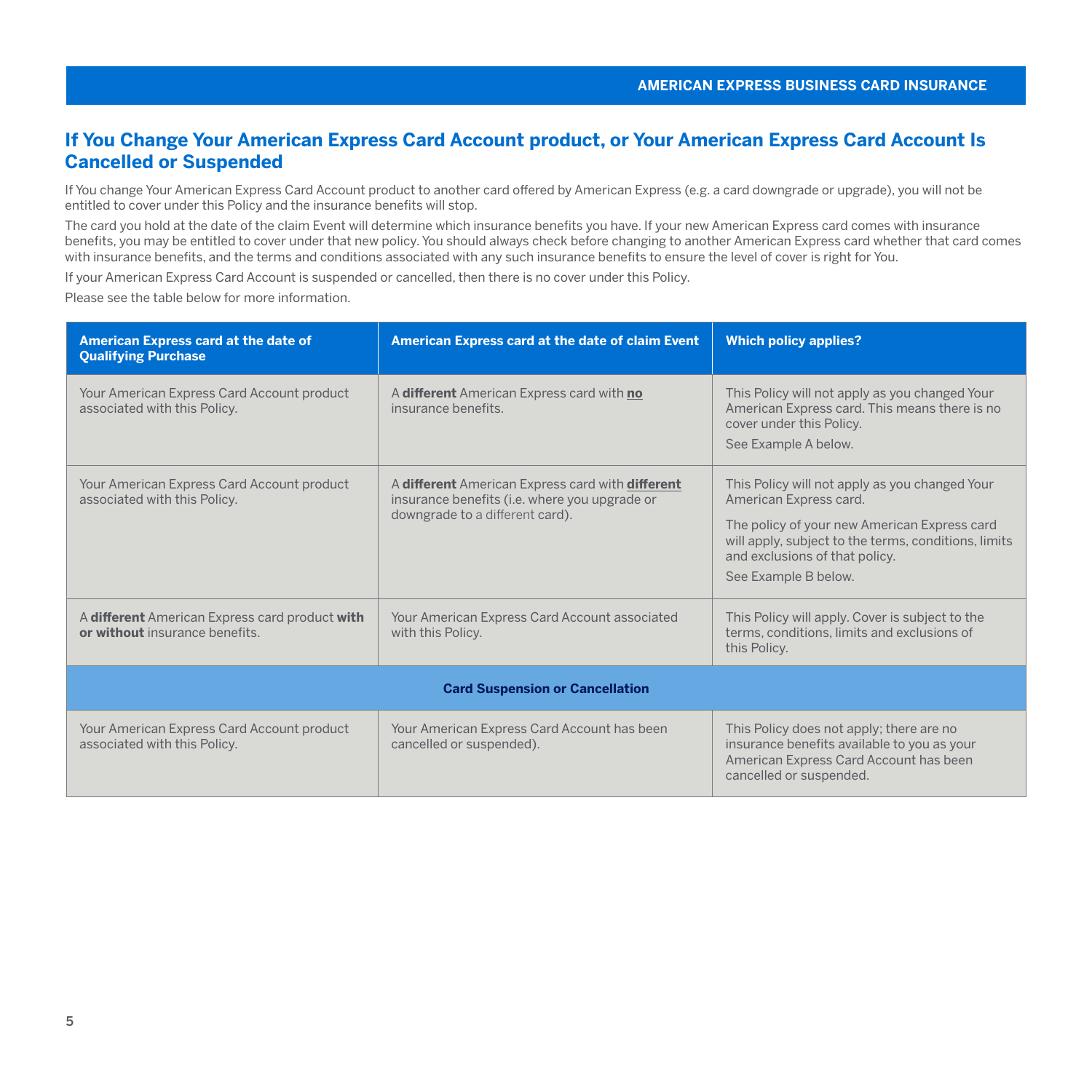## If You Change Your American Express Card Account product, or Your American Express Card Account Is Cancelled or Suspended

If You change Your American Express Card Account product to another card offered by American Express (e.g. a card downgrade or upgrade), you will not be entitled to cover under this Policy and the insurance benefits will stop.

The card you hold at the date of the claim Event will determine which insurance benefits you have. If your new American Express card comes with insurance benefits, you may be entitled to cover under that new policy. You should always check before changing to another American Express card whether that card comes with insurance benefits, and the terms and conditions associated with any such insurance benefits to ensure the level of cover is right for You.

If your American Express Card Account is suspended or cancelled, then there is no cover under this Policy.

Please see the table below for more information.

| American Express card at the date of Qualifying Purchase | American Express card at the date of claim Event | Which policy applies? |
|---|---|---|
| Your American Express Card Account product associated with this Policy. | A **different** American Express card with **no** insurance benefits. | This Policy will not apply as you changed Your American Express card. This means there is no cover under this Policy.<br>See Example A below. |
| Your American Express Card Account product associated with this Policy. | A **different** American Express card with **different** insurance benefits (i.e. where you upgrade or downgrade to a different card). | This Policy will not apply as you changed Your American Express card.<br>The policy of your new American Express card will apply, subject to the terms, conditions, limits and exclusions of that policy.<br>See Example B below. |
| A **different** American Express card product **with or without** insurance benefits. | Your American Express Card Account associated with this Policy. | This Policy will apply. Cover is subject to the terms, conditions, limits and exclusions of this Policy. |
| **Card Suspension or Cancellation** | | |
| Your American Express Card Account product associated with this Policy. | Your American Express Card Account has been cancelled or suspended). | This Policy does not apply; there are no insurance benefits available to you as your American Express Card Account has been cancelled or suspended. |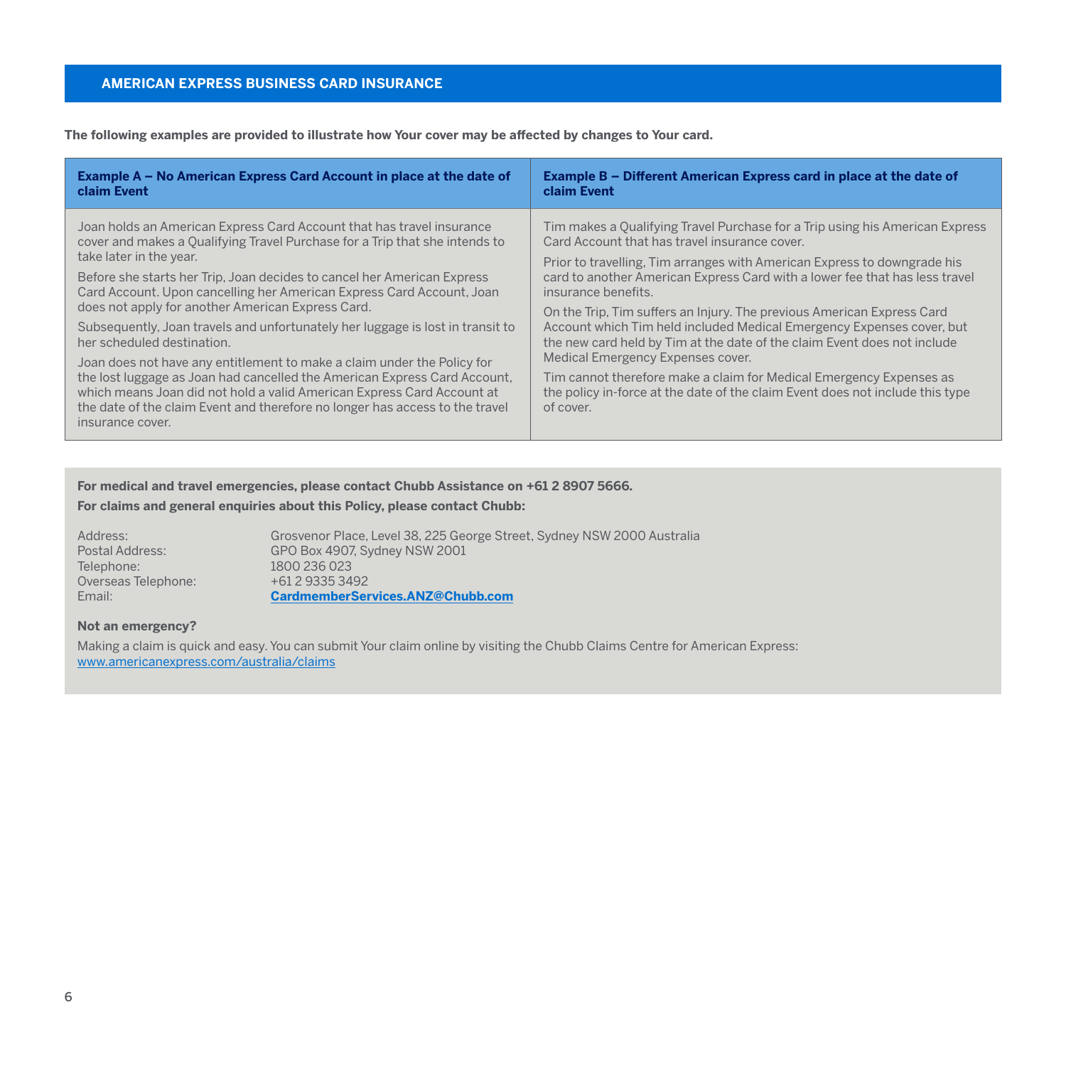## AMERICAN EXPRESS BUSINESS CARD INSURANCE

**The following examples are provided to illustrate how Your cover may be affected by changes to Your card.**

| Example A – No American Express Card Account in place at the date of claim Event | Example B – Different American Express card in place at the date of claim Event |
|---|---|
| Joan holds an American Express Card Account that has travel insurance cover and makes a Qualifying Travel Purchase for a Trip that she intends to take later in the year.<br><br>Before she starts her Trip, Joan decides to cancel her American Express Card Account. Upon cancelling her American Express Card Account, Joan does not apply for another American Express Card.<br><br>Subsequently, Joan travels and unfortunately her luggage is lost in transit to her scheduled destination.<br><br>Joan does not have any entitlement to make a claim under the Policy for the lost luggage as Joan had cancelled the American Express Card Account, which means Joan did not hold a valid American Express Card Account at the date of the claim Event and therefore no longer has access to the travel insurance cover. | Tim makes a Qualifying Travel Purchase for a Trip using his American Express Card Account that has travel insurance cover.<br><br>Prior to travelling, Tim arranges with American Express to downgrade his card to another American Express Card with a lower fee that has less travel insurance benefits.<br><br>On the Trip, Tim suffers an Injury. The previous American Express Card Account which Tim held included Medical Emergency Expenses cover, but the new card held by Tim at the date of the claim Event does not include Medical Emergency Expenses cover.<br><br>Tim cannot therefore make a claim for Medical Emergency Expenses as the policy in-force at the date of the claim Event does not include this type of cover. |

**For medical and travel emergencies, please contact Chubb Assistance on +61 2 8907 5666.**

**For claims and general enquiries about this Policy, please contact Chubb:**

Address: Grosvenor Place, Level 38, 225 George Street, Sydney NSW 2000 Australia
Postal Address: GPO Box 4907, Sydney NSW 2001
Telephone: 1800 236 023
Overseas Telephone: +61 2 9335 3492
Email: **CardmemberServices.ANZ@Chubb.com**

**Not an emergency?**

Making a claim is quick and easy. You can submit Your claim online by visiting the Chubb Claims Centre for American Express: www.americanexpress.com/australia/claims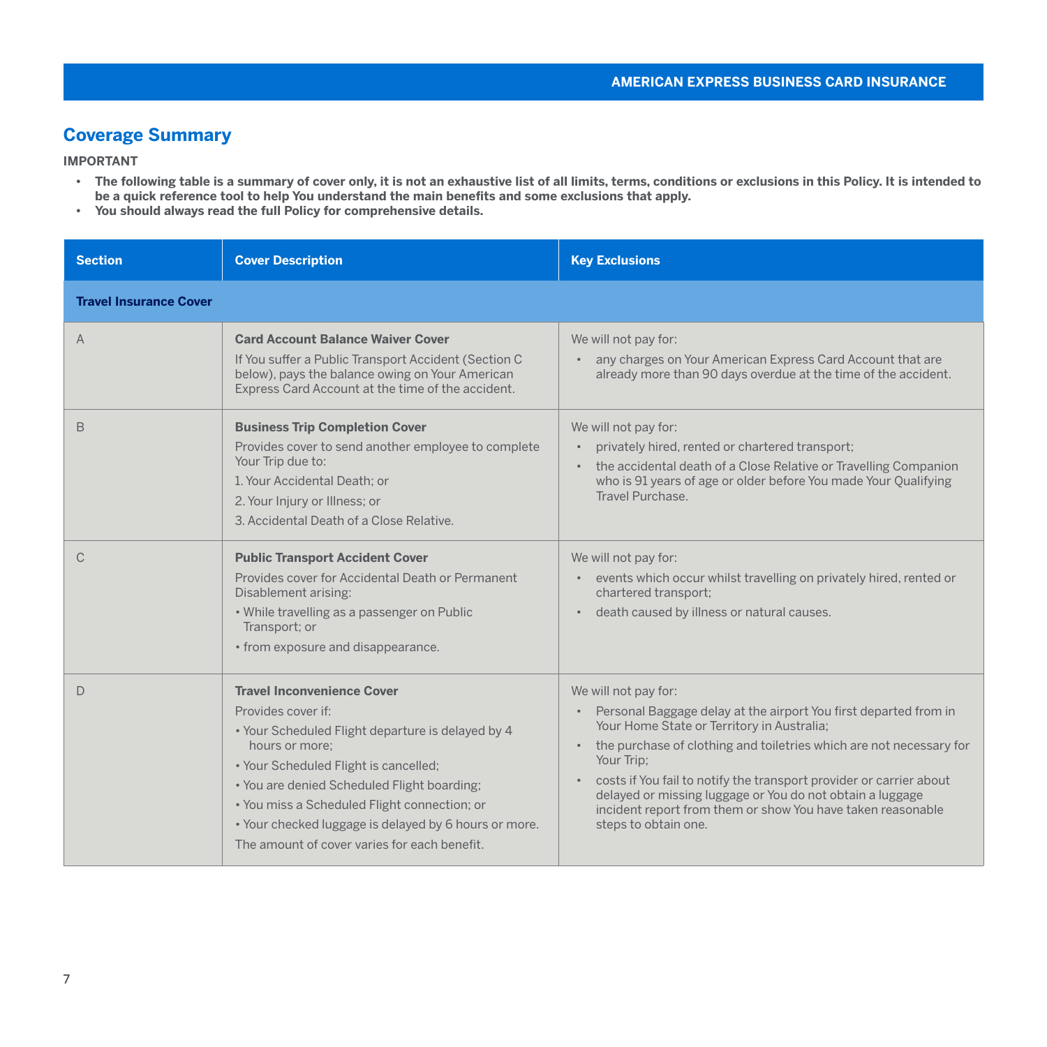## Coverage Summary

**IMPORTANT**

- **The following table is a summary of cover only, it is not an exhaustive list of all limits, terms, conditions or exclusions in this Policy. It is intended to be a quick reference tool to help You understand the main benefits and some exclusions that apply.**
- **You should always read the full Policy for comprehensive details.**

| Section | Cover Description | Key Exclusions |
|---|---|---|
| **Travel Insurance Cover** | | |
| A | **Card Account Balance Waiver Cover**<br>If You suffer a Public Transport Accident (Section C below), pays the balance owing on Your American Express Card Account at the time of the accident. | We will not pay for:<br>• any charges on Your American Express Card Account that are already more than 90 days overdue at the time of the accident. |
| B | **Business Trip Completion Cover**<br>Provides cover to send another employee to complete Your Trip due to:<br>1. Your Accidental Death; or<br>2. Your Injury or Illness; or<br>3. Accidental Death of a Close Relative. | We will not pay for:<br>• privately hired, rented or chartered transport;<br>• the accidental death of a Close Relative or Travelling Companion who is 91 years of age or older before You made Your Qualifying Travel Purchase. |
| C | **Public Transport Accident Cover**<br>Provides cover for Accidental Death or Permanent Disablement arising:<br>• While travelling as a passenger on Public Transport; or<br>• from exposure and disappearance. | We will not pay for:<br>• events which occur whilst travelling on privately hired, rented or chartered transport;<br>• death caused by illness or natural causes. |
| D | **Travel Inconvenience Cover**<br>Provides cover if:<br>• Your Scheduled Flight departure is delayed by 4 hours or more;<br>• Your Scheduled Flight is cancelled;<br>• You are denied Scheduled Flight boarding;<br>• You miss a Scheduled Flight connection; or<br>• Your checked luggage is delayed by 6 hours or more.<br>The amount of cover varies for each benefit. | We will not pay for:<br>• Personal Baggage delay at the airport You first departed from in Your Home State or Territory in Australia;<br>• the purchase of clothing and toiletries which are not necessary for Your Trip;<br>• costs if You fail to notify the transport provider or carrier about delayed or missing luggage or You do not obtain a luggage incident report from them or show You have taken reasonable steps to obtain one. |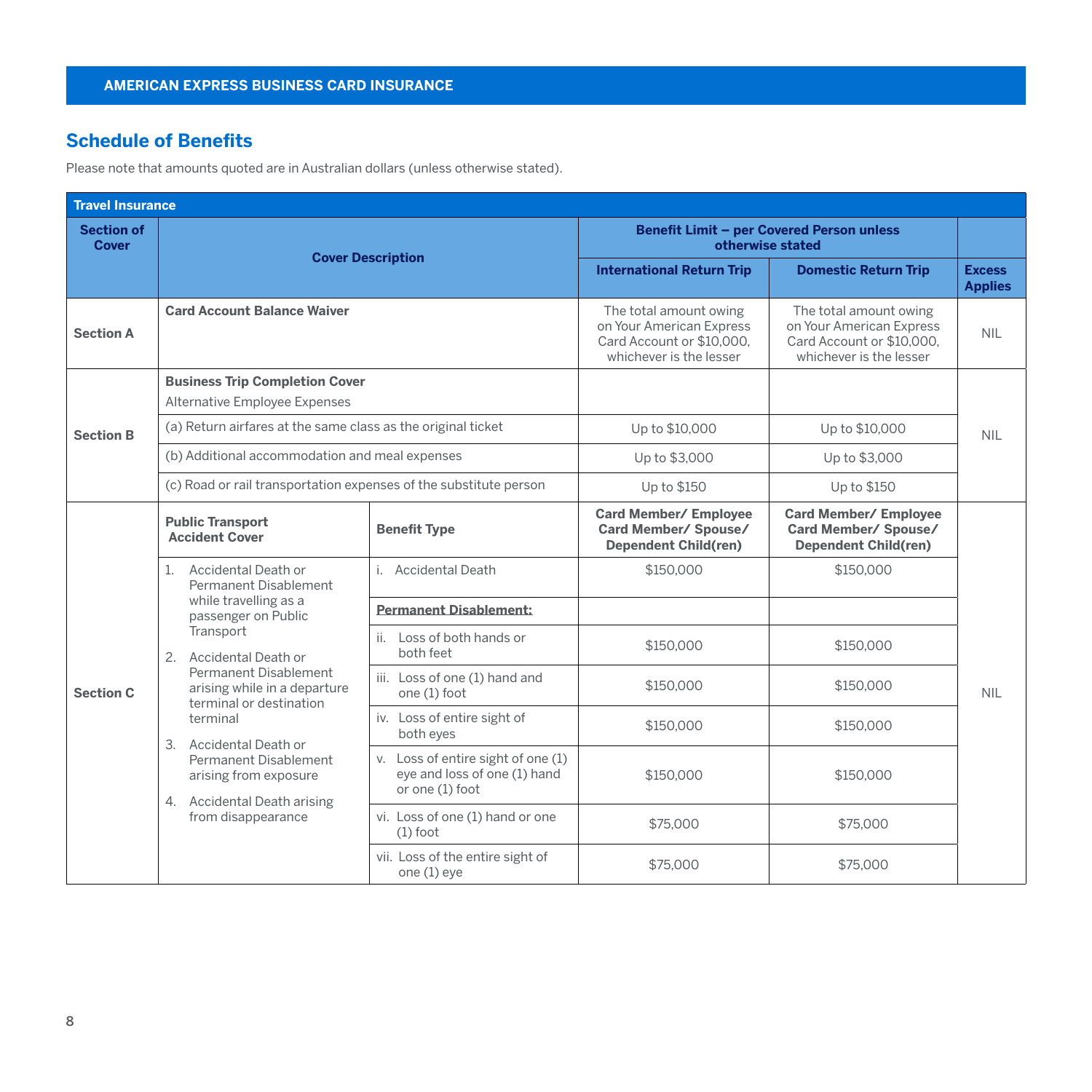## Schedule of Benefits

Please note that amounts quoted are in Australian dollars (unless otherwise stated).

| Travel Insurance | | | | | |
|---|---|---|---|---|---|
| **Section of Cover** | **Cover Description** | | **Benefit Limit – per Covered Person unless otherwise stated** | | |
| | | | **International Return Trip** | **Domestic Return Trip** | **Excess Applies** |
| **Section A** | **Card Account Balance Waiver** | | The total amount owing on Your American Express Card Account or $10,000, whichever is the lesser | The total amount owing on Your American Express Card Account or $10,000, whichever is the lesser | NIL |
| **Section B** | **Business Trip Completion Cover** Alternative Employee Expenses | | | | NIL |
| | (a) Return airfares at the same class as the original ticket | | Up to $10,000 | Up to $10,000 | |
| | (b) Additional accommodation and meal expenses | | Up to $3,000 | Up to $3,000 | |
| | (c) Road or rail transportation expenses of the substitute person | | Up to $150 | Up to $150 | |
| **Section C** | **Public Transport Accident Cover** | **Benefit Type** | **Card Member/ Employee Card Member/ Spouse/ Dependent Child(ren)** | **Card Member/ Employee Card Member/ Spouse/ Dependent Child(ren)** | NIL |
| | 1. Accidental Death or Permanent Disablement while travelling as a passenger on Public Transport<br>2. Accidental Death or Permanent Disablement arising while in a departure terminal or destination terminal<br>3. Accidental Death or Permanent Disablement arising from exposure<br>4. Accidental Death arising from disappearance | i. Accidental Death | $150,000 | $150,000 | |
| | | **Permanent Disablement:** | | | |
| | | ii. Loss of both hands or both feet | $150,000 | $150,000 | |
| | | iii. Loss of one (1) hand and one (1) foot | $150,000 | $150,000 | |
| | | iv. Loss of entire sight of both eyes | $150,000 | $150,000 | |
| | | v. Loss of entire sight of one (1) eye and loss of one (1) hand or one (1) foot | $150,000 | $150,000 | |
| | | vi. Loss of one (1) hand or one (1) foot | $75,000 | $75,000 | |
| | | vii. Loss of the entire sight of one (1) eye | $75,000 | $75,000 | |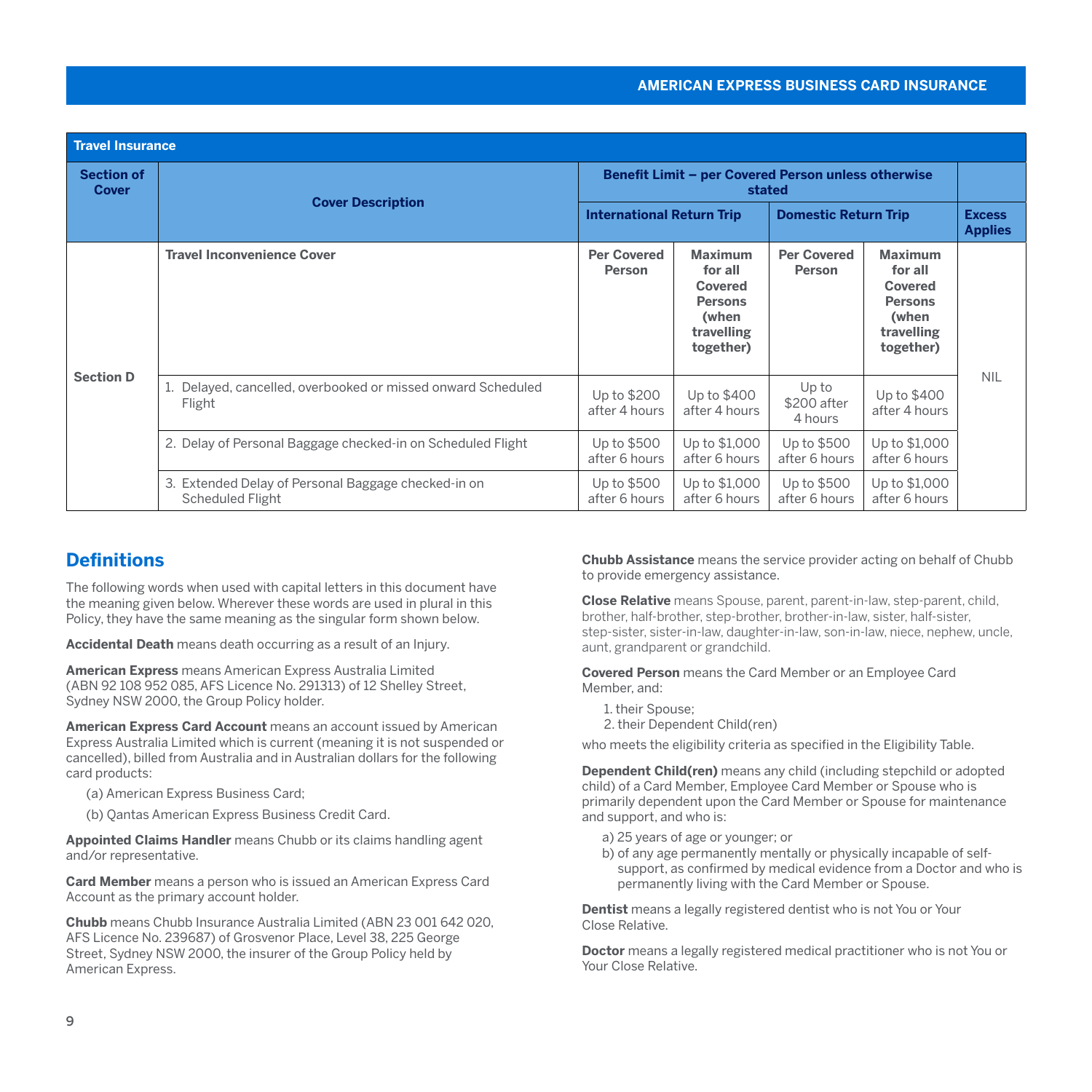| Travel Insurance | | | | | | |
|---|---|---|---|---|---|---|
| **Section of Cover** | **Cover Description** | **Benefit Limit – per Covered Person unless otherwise stated** | | | | |
| | | **International Return Trip** | | **Domestic Return Trip** | | **Excess Applies** |
| **Section D** | **Travel Inconvenience Cover** | **Per Covered Person** | **Maximum for all Covered Persons (when travelling together)** | **Per Covered Person** | **Maximum for all Covered Persons (when travelling together)** | NIL |
| | 1. Delayed, cancelled, overbooked or missed onward Scheduled Flight | Up to $200 after 4 hours | Up to $400 after 4 hours | Up to $200 after 4 hours | Up to $400 after 4 hours | |
| | 2. Delay of Personal Baggage checked-in on Scheduled Flight | Up to $500 after 6 hours | Up to $1,000 after 6 hours | Up to $500 after 6 hours | Up to $1,000 after 6 hours | |
| | 3. Extended Delay of Personal Baggage checked-in on Scheduled Flight | Up to $500 after 6 hours | Up to $1,000 after 6 hours | Up to $500 after 6 hours | Up to $1,000 after 6 hours | |

## Definitions

The following words when used with capital letters in this document have the meaning given below. Wherever these words are used in plural in this Policy, they have the same meaning as the singular form shown below.

**Accidental Death** means death occurring as a result of an Injury.

**American Express** means American Express Australia Limited (ABN 92 108 952 085, AFS Licence No. 291313) of 12 Shelley Street, Sydney NSW 2000, the Group Policy holder.

**American Express Card Account** means an account issued by American Express Australia Limited which is current (meaning it is not suspended or cancelled), billed from Australia and in Australian dollars for the following card products:

(a) American Express Business Card;

(b) Qantas American Express Business Credit Card.

**Appointed Claims Handler** means Chubb or its claims handling agent and/or representative.

**Card Member** means a person who is issued an American Express Card Account as the primary account holder.

**Chubb** means Chubb Insurance Australia Limited (ABN 23 001 642 020, AFS Licence No. 239687) of Grosvenor Place, Level 38, 225 George Street, Sydney NSW 2000, the insurer of the Group Policy held by American Express.

**Chubb Assistance** means the service provider acting on behalf of Chubb to provide emergency assistance.

**Close Relative** means Spouse, parent, parent-in-law, step-parent, child, brother, half-brother, step-brother, brother-in-law, sister, half-sister, step-sister, sister-in-law, daughter-in-law, son-in-law, niece, nephew, uncle, aunt, grandparent or grandchild.

**Covered Person** means the Card Member or an Employee Card Member, and:

1. their Spouse;
2. their Dependent Child(ren)

who meets the eligibility criteria as specified in the Eligibility Table.

**Dependent Child(ren)** means any child (including stepchild or adopted child) of a Card Member, Employee Card Member or Spouse who is primarily dependent upon the Card Member or Spouse for maintenance and support, and who is:

a) 25 years of age or younger; or
b) of any age permanently mentally or physically incapable of self-support, as confirmed by medical evidence from a Doctor and who is permanently living with the Card Member or Spouse.

**Dentist** means a legally registered dentist who is not You or Your Close Relative.

**Doctor** means a legally registered medical practitioner who is not You or Your Close Relative.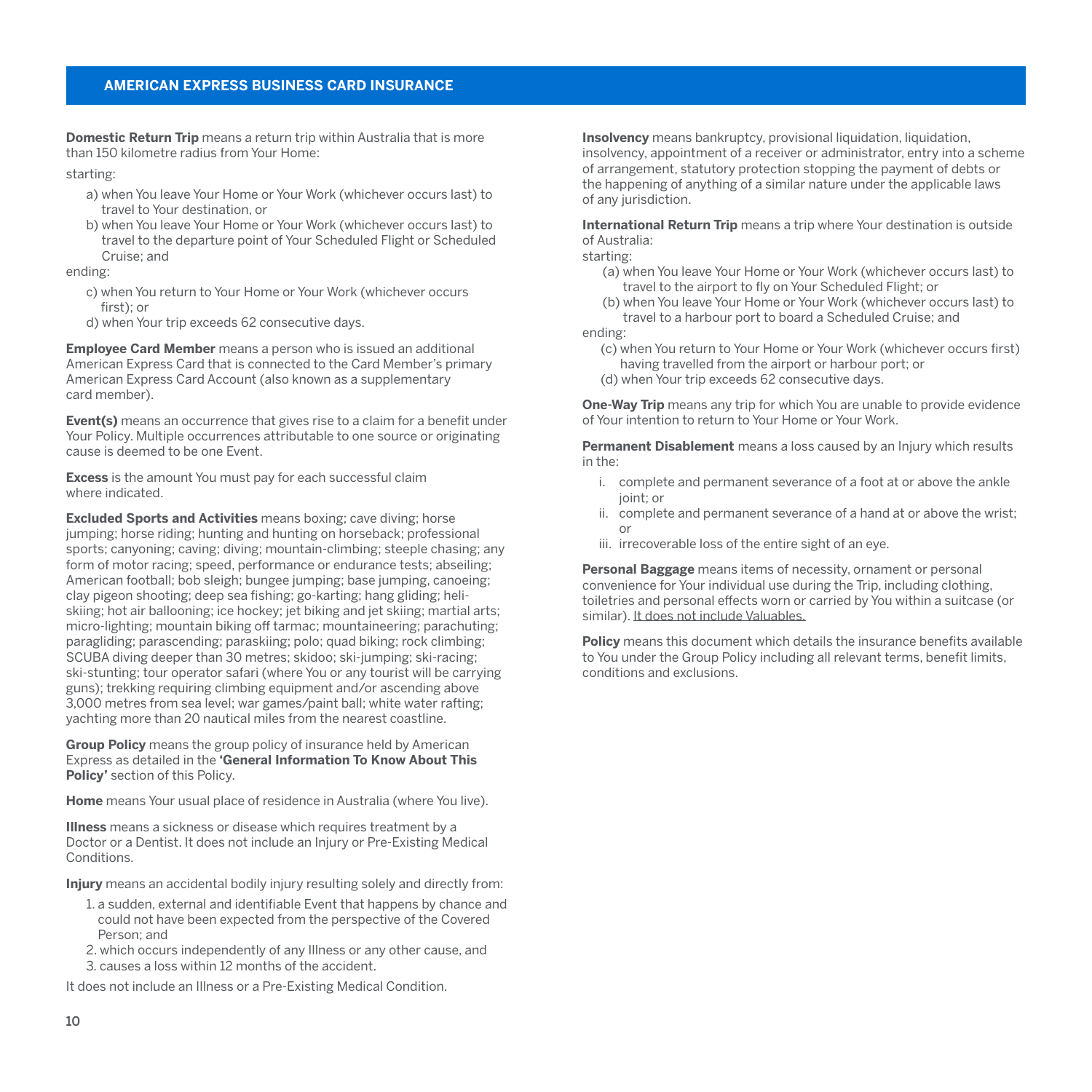**Domestic Return Trip** means a return trip within Australia that is more than 150 kilometre radius from Your Home:

starting:

a) when You leave Your Home or Your Work (whichever occurs last) to travel to Your destination, or

b) when You leave Your Home or Your Work (whichever occurs last) to travel to the departure point of Your Scheduled Flight or Scheduled Cruise; and

ending:

c) when You return to Your Home or Your Work (whichever occurs first); or

d) when Your trip exceeds 62 consecutive days.

**Employee Card Member** means a person who is issued an additional American Express Card that is connected to the Card Member's primary American Express Card Account (also known as a supplementary card member).

**Event(s)** means an occurrence that gives rise to a claim for a benefit under Your Policy. Multiple occurrences attributable to one source or originating cause is deemed to be one Event.

**Excess** is the amount You must pay for each successful claim where indicated.

**Excluded Sports and Activities** means boxing; cave diving; horse jumping; horse riding; hunting and hunting on horseback; professional sports; canyoning; caving; diving; mountain-climbing; steeple chasing; any form of motor racing; speed, performance or endurance tests; abseiling; American football; bob sleigh; bungee jumping; base jumping, canoeing; clay pigeon shooting; deep sea fishing; go-karting; hang gliding; heli-skiing; hot air ballooning; ice hockey; jet biking and jet skiing; martial arts; micro-lighting; mountain biking off tarmac; mountaineering; parachuting; paragliding; parascending; paraskiing; polo; quad biking; rock climbing; SCUBA diving deeper than 30 metres; skidoo; ski-jumping; ski-racing; ski-stunting; tour operator safari (where You or any tourist will be carrying guns); trekking requiring climbing equipment and/or ascending above 3,000 metres from sea level; war games/paint ball; white water rafting; yachting more than 20 nautical miles from the nearest coastline.

**Group Policy** means the group policy of insurance held by American Express as detailed in the **'General Information To Know About This Policy'** section of this Policy.

**Home** means Your usual place of residence in Australia (where You live).

**Illness** means a sickness or disease which requires treatment by a Doctor or a Dentist. It does not include an Injury or Pre-Existing Medical Conditions.

**Injury** means an accidental bodily injury resulting solely and directly from:

1. a sudden, external and identifiable Event that happens by chance and could not have been expected from the perspective of the Covered Person; and
2. which occurs independently of any Illness or any other cause, and
3. causes a loss within 12 months of the accident.

It does not include an Illness or a Pre-Existing Medical Condition.

**Insolvency** means bankruptcy, provisional liquidation, liquidation, insolvency, appointment of a receiver or administrator, entry into a scheme of arrangement, statutory protection stopping the payment of debts or the happening of anything of a similar nature under the applicable laws of any jurisdiction.

**International Return Trip** means a trip where Your destination is outside of Australia:

starting:

(a) when You leave Your Home or Your Work (whichever occurs last) to travel to the airport to fly on Your Scheduled Flight; or

(b) when You leave Your Home or Your Work (whichever occurs last) to travel to a harbour port to board a Scheduled Cruise; and

ending:

(c) when You return to Your Home or Your Work (whichever occurs first) having travelled from the airport or harbour port; or

(d) when Your trip exceeds 62 consecutive days.

**One-Way Trip** means any trip for which You are unable to provide evidence of Your intention to return to Your Home or Your Work.

**Permanent Disablement** means a loss caused by an Injury which results in the:

i. complete and permanent severance of a foot at or above the ankle joint; or

ii. complete and permanent severance of a hand at or above the wrist; or

iii. irrecoverable loss of the entire sight of an eye.

**Personal Baggage** means items of necessity, ornament or personal convenience for Your individual use during the Trip, including clothing, toiletries and personal effects worn or carried by You within a suitcase (or similar). <u>It does not include Valuables.</u>

**Policy** means this document which details the insurance benefits available to You under the Group Policy including all relevant terms, benefit limits, conditions and exclusions.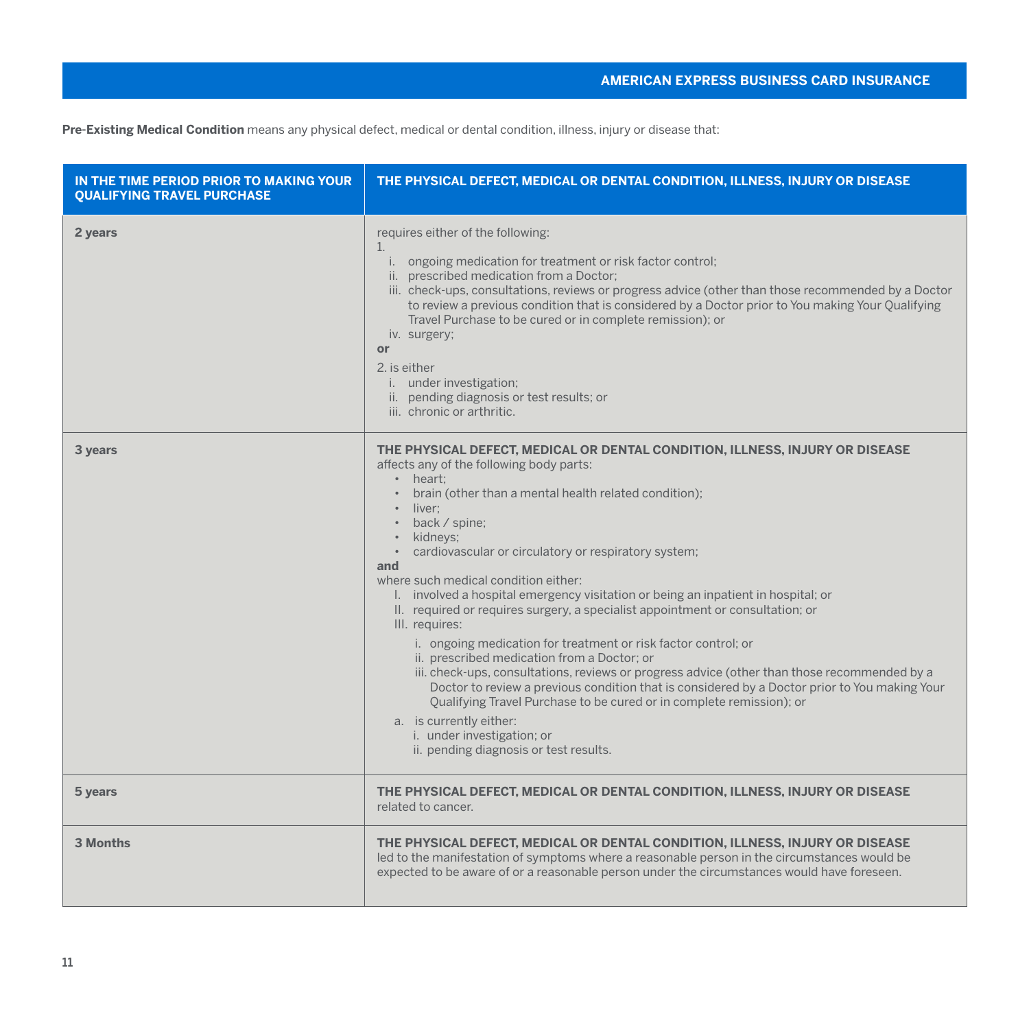**Pre-Existing Medical Condition** means any physical defect, medical or dental condition, illness, injury or disease that:

| IN THE TIME PERIOD PRIOR TO MAKING YOUR QUALIFYING TRAVEL PURCHASE | THE PHYSICAL DEFECT, MEDICAL OR DENTAL CONDITION, ILLNESS, INJURY OR DISEASE |
|---|---|
| **2 years** | requires either of the following:<br>1.<br>i. ongoing medication for treatment or risk factor control;<br>ii. prescribed medication from a Doctor;<br>iii. check-ups, consultations, reviews or progress advice (other than those recommended by a Doctor to review a previous condition that is considered by a Doctor prior to You making Your Qualifying Travel Purchase to be cured or in complete remission); or<br>iv. surgery;<br>**or**<br>2. is either<br>i. under investigation;<br>ii. pending diagnosis or test results; or<br>iii. chronic or arthritic. |
| **3 years** | **THE PHYSICAL DEFECT, MEDICAL OR DENTAL CONDITION, ILLNESS, INJURY OR DISEASE** affects any of the following body parts:<br>• heart;<br>• brain (other than a mental health related condition);<br>• liver;<br>• back / spine;<br>• kidneys;<br>• cardiovascular or circulatory or respiratory system;<br>**and**<br>where such medical condition either:<br>I. involved a hospital emergency visitation or being an inpatient in hospital; or<br>II. required or requires surgery, a specialist appointment or consultation; or<br>III. requires:<br>i. ongoing medication for treatment or risk factor control; or<br>ii. prescribed medication from a Doctor; or<br>iii. check-ups, consultations, reviews or progress advice (other than those recommended by a Doctor to review a previous condition that is considered by a Doctor prior to You making Your Qualifying Travel Purchase to be cured or in complete remission); or<br>a. is currently either:<br>i. under investigation; or<br>ii. pending diagnosis or test results. |
| **5 years** | **THE PHYSICAL DEFECT, MEDICAL OR DENTAL CONDITION, ILLNESS, INJURY OR DISEASE** related to cancer. |
| **3 Months** | **THE PHYSICAL DEFECT, MEDICAL OR DENTAL CONDITION, ILLNESS, INJURY OR DISEASE** led to the manifestation of symptoms where a reasonable person in the circumstances would be expected to be aware of or a reasonable person under the circumstances would have foreseen. |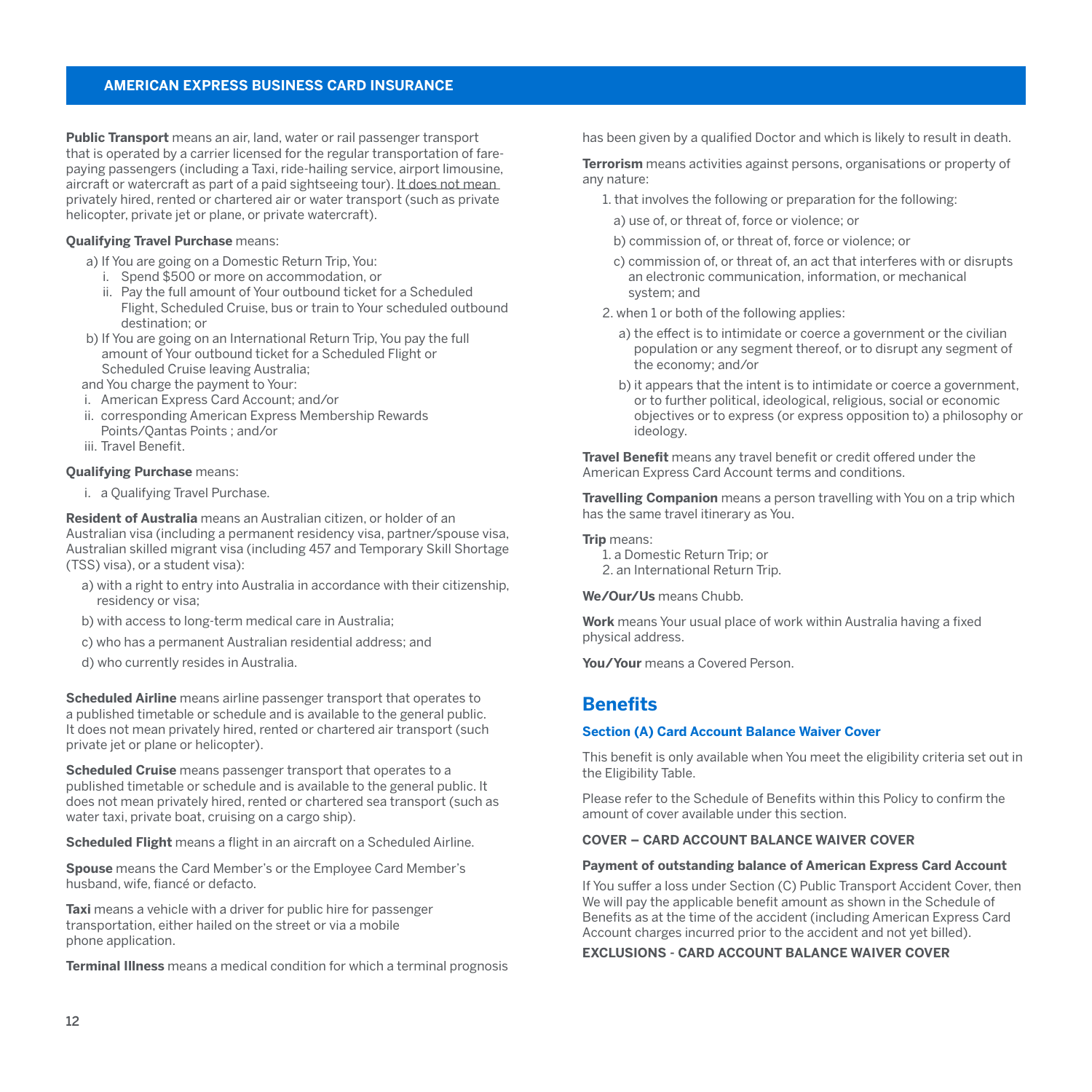**Public Transport** means an air, land, water or rail passenger transport that is operated by a carrier licensed for the regular transportation of fare-paying passengers (including a Taxi, ride-hailing service, airport limousine, aircraft or watercraft as part of a paid sightseeing tour). It does not mean privately hired, rented or chartered air or water transport (such as private helicopter, private jet or plane, or private watercraft).

**Qualifying Travel Purchase** means:

a) If You are going on a Domestic Return Trip, You:
   i. Spend $500 or more on accommodation, or
   ii. Pay the full amount of Your outbound ticket for a Scheduled Flight, Scheduled Cruise, bus or train to Your scheduled outbound destination; or

b) If You are going on an International Return Trip, You pay the full amount of Your outbound ticket for a Scheduled Flight or Scheduled Cruise leaving Australia;

and You charge the payment to Your:

i. American Express Card Account; and/or
ii. corresponding American Express Membership Rewards Points/Qantas Points ; and/or
iii. Travel Benefit.

**Qualifying Purchase** means:

i. a Qualifying Travel Purchase.

**Resident of Australia** means an Australian citizen, or holder of an Australian visa (including a permanent residency visa, partner/spouse visa, Australian skilled migrant visa (including 457 and Temporary Skill Shortage (TSS) visa), or a student visa):

a) with a right to entry into Australia in accordance with their citizenship, residency or visa;

b) with access to long-term medical care in Australia;

c) who has a permanent Australian residential address; and

d) who currently resides in Australia.

**Scheduled Airline** means airline passenger transport that operates to a published timetable or schedule and is available to the general public. It does not mean privately hired, rented or chartered air transport (such private jet or plane or helicopter).

**Scheduled Cruise** means passenger transport that operates to a published timetable or schedule and is available to the general public. It does not mean privately hired, rented or chartered sea transport (such as water taxi, private boat, cruising on a cargo ship).

**Scheduled Flight** means a flight in an aircraft on a Scheduled Airline.

**Spouse** means the Card Member's or the Employee Card Member's husband, wife, fiancé or defacto.

**Taxi** means a vehicle with a driver for public hire for passenger transportation, either hailed on the street or via a mobile phone application.

**Terminal Illness** means a medical condition for which a terminal prognosis has been given by a qualified Doctor and which is likely to result in death.

**Terrorism** means activities against persons, organisations or property of any nature:

1. that involves the following or preparation for the following:
   a) use of, or threat of, force or violence; or
   b) commission of, or threat of, force or violence; or
   c) commission of, or threat of, an act that interferes with or disrupts an electronic communication, information, or mechanical system; and
2. when 1 or both of the following applies:
   a) the effect is to intimidate or coerce a government or the civilian population or any segment thereof, or to disrupt any segment of the economy; and/or
   b) it appears that the intent is to intimidate or coerce a government, or to further political, ideological, religious, social or economic objectives or to express (or express opposition to) a philosophy or ideology.

**Travel Benefit** means any travel benefit or credit offered under the American Express Card Account terms and conditions.

**Travelling Companion** means a person travelling with You on a trip which has the same travel itinerary as You.

**Trip** means:

1. a Domestic Return Trip; or
2. an International Return Trip.

**We/Our/Us** means Chubb.

**Work** means Your usual place of work within Australia having a fixed physical address.

**You/Your** means a Covered Person.

## Benefits

### Section (A) Card Account Balance Waiver Cover

This benefit is only available when You meet the eligibility criteria set out in the Eligibility Table.

Please refer to the Schedule of Benefits within this Policy to confirm the amount of cover available under this section.

**COVER – CARD ACCOUNT BALANCE WAIVER COVER**

**Payment of outstanding balance of American Express Card Account**

If You suffer a loss under Section (C) Public Transport Accident Cover, then We will pay the applicable benefit amount as shown in the Schedule of Benefits as at the time of the accident (including American Express Card Account charges incurred prior to the accident and not yet billed).

**EXCLUSIONS - CARD ACCOUNT BALANCE WAIVER COVER**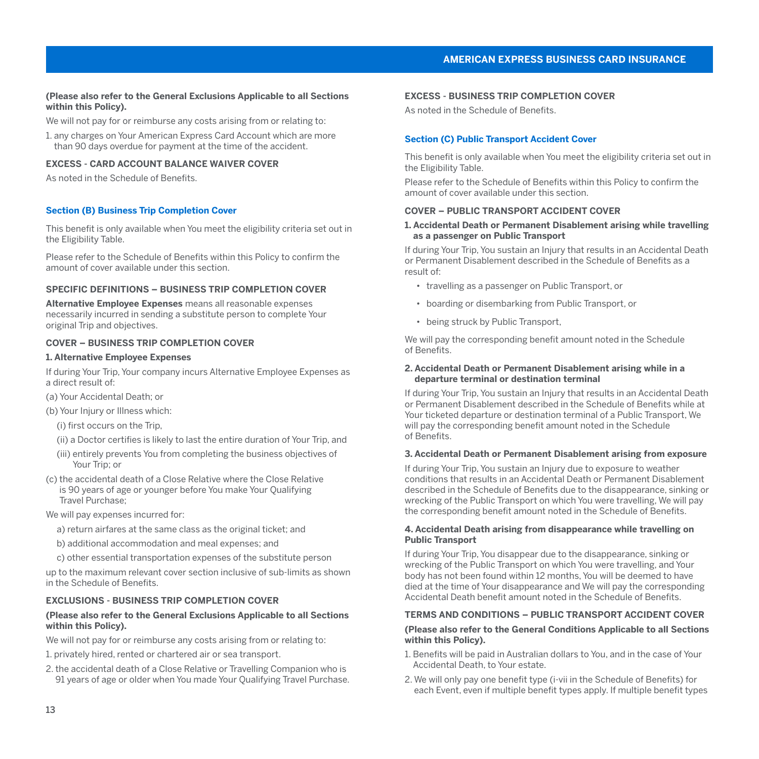**(Please also refer to the General Exclusions Applicable to all Sections within this Policy).**

We will not pay for or reimburse any costs arising from or relating to:

1. any charges on Your American Express Card Account which are more than 90 days overdue for payment at the time of the accident.

#### EXCESS - CARD ACCOUNT BALANCE WAIVER COVER

As noted in the Schedule of Benefits.

### Section (B) Business Trip Completion Cover

This benefit is only available when You meet the eligibility criteria set out in the Eligibility Table.

Please refer to the Schedule of Benefits within this Policy to confirm the amount of cover available under this section.

#### SPECIFIC DEFINITIONS – BUSINESS TRIP COMPLETION COVER

**Alternative Employee Expenses** means all reasonable expenses necessarily incurred in sending a substitute person to complete Your original Trip and objectives.

#### COVER – BUSINESS TRIP COMPLETION COVER

**1. Alternative Employee Expenses**

If during Your Trip, Your company incurs Alternative Employee Expenses as a direct result of:

(a) Your Accidental Death; or

(b) Your Injury or Illness which:

(i) first occurs on the Trip,

(ii) a Doctor certifies is likely to last the entire duration of Your Trip, and

(iii) entirely prevents You from completing the business objectives of Your Trip; or

(c) the accidental death of a Close Relative where the Close Relative is 90 years of age or younger before You make Your Qualifying Travel Purchase;

We will pay expenses incurred for:

a) return airfares at the same class as the original ticket; and

b) additional accommodation and meal expenses; and

c) other essential transportation expenses of the substitute person

up to the maximum relevant cover section inclusive of sub-limits as shown in the Schedule of Benefits.

#### EXCLUSIONS - BUSINESS TRIP COMPLETION COVER

**(Please also refer to the General Exclusions Applicable to all Sections within this Policy).**

We will not pay for or reimburse any costs arising from or relating to:

1. privately hired, rented or chartered air or sea transport.
2. the accidental death of a Close Relative or Travelling Companion who is 91 years of age or older when You made Your Qualifying Travel Purchase.

#### EXCESS - BUSINESS TRIP COMPLETION COVER

As noted in the Schedule of Benefits.

### Section (C) Public Transport Accident Cover

This benefit is only available when You meet the eligibility criteria set out in the Eligibility Table.

Please refer to the Schedule of Benefits within this Policy to confirm the amount of cover available under this section.

#### COVER – PUBLIC TRANSPORT ACCIDENT COVER

**1. Accidental Death or Permanent Disablement arising while travelling as a passenger on Public Transport**

If during Your Trip, You sustain an Injury that results in an Accidental Death or Permanent Disablement described in the Schedule of Benefits as a result of:

- travelling as a passenger on Public Transport, or
- boarding or disembarking from Public Transport, or
- being struck by Public Transport,

We will pay the corresponding benefit amount noted in the Schedule of Benefits.

**2. Accidental Death or Permanent Disablement arising while in a departure terminal or destination terminal**

If during Your Trip, You sustain an Injury that results in an Accidental Death or Permanent Disablement described in the Schedule of Benefits while at Your ticketed departure or destination terminal of a Public Transport, We will pay the corresponding benefit amount noted in the Schedule of Benefits.

**3. Accidental Death or Permanent Disablement arising from exposure**

If during Your Trip, You sustain an Injury due to exposure to weather conditions that results in an Accidental Death or Permanent Disablement described in the Schedule of Benefits due to the disappearance, sinking or wrecking of the Public Transport on which You were travelling, We will pay the corresponding benefit amount noted in the Schedule of Benefits.

**4. Accidental Death arising from disappearance while travelling on Public Transport**

If during Your Trip, You disappear due to the disappearance, sinking or wrecking of the Public Transport on which You were travelling, and Your body has not been found within 12 months, You will be deemed to have died at the time of Your disappearance and We will pay the corresponding Accidental Death benefit amount noted in the Schedule of Benefits.

#### TERMS AND CONDITIONS – PUBLIC TRANSPORT ACCIDENT COVER

**(Please also refer to the General Conditions Applicable to all Sections within this Policy).**

1. Benefits will be paid in Australian dollars to You, and in the case of Your Accidental Death, to Your estate.
2. We will only pay one benefit type (i-vii in the Schedule of Benefits) for each Event, even if multiple benefit types apply. If multiple benefit types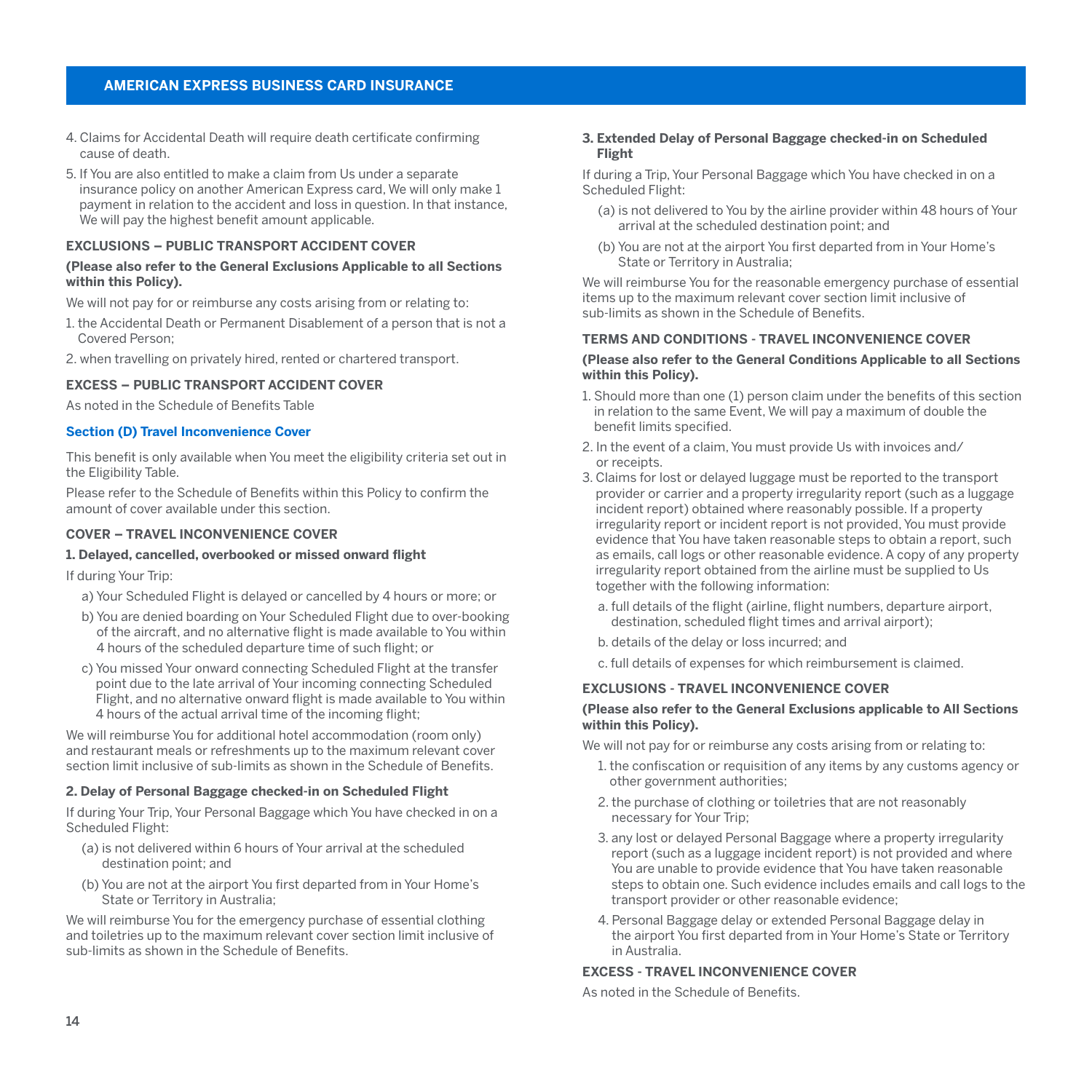4. Claims for Accidental Death will require death certificate confirming cause of death.
5. If You are also entitled to make a claim from Us under a separate insurance policy on another American Express card, We will only make 1 payment in relation to the accident and loss in question. In that instance, We will pay the highest benefit amount applicable.

**EXCLUSIONS – PUBLIC TRANSPORT ACCIDENT COVER**

**(Please also refer to the General Exclusions Applicable to all Sections within this Policy).**

We will not pay for or reimburse any costs arising from or relating to:

1. the Accidental Death or Permanent Disablement of a person that is not a Covered Person;
2. when travelling on privately hired, rented or chartered transport.

**EXCESS – PUBLIC TRANSPORT ACCIDENT COVER**

As noted in the Schedule of Benefits Table

## Section (D) Travel Inconvenience Cover

This benefit is only available when You meet the eligibility criteria set out in the Eligibility Table.

Please refer to the Schedule of Benefits within this Policy to confirm the amount of cover available under this section.

**COVER – TRAVEL INCONVENIENCE COVER**

**1. Delayed, cancelled, overbooked or missed onward flight**

If during Your Trip:

a) Your Scheduled Flight is delayed or cancelled by 4 hours or more; or

b) You are denied boarding on Your Scheduled Flight due to over-booking of the aircraft, and no alternative flight is made available to You within 4 hours of the scheduled departure time of such flight; or

c) You missed Your onward connecting Scheduled Flight at the transfer point due to the late arrival of Your incoming connecting Scheduled Flight, and no alternative onward flight is made available to You within 4 hours of the actual arrival time of the incoming flight;

We will reimburse You for additional hotel accommodation (room only) and restaurant meals or refreshments up to the maximum relevant cover section limit inclusive of sub-limits as shown in the Schedule of Benefits.

**2. Delay of Personal Baggage checked-in on Scheduled Flight**

If during Your Trip, Your Personal Baggage which You have checked in on a Scheduled Flight:

(a) is not delivered within 6 hours of Your arrival at the scheduled destination point; and

(b) You are not at the airport You first departed from in Your Home's State or Territory in Australia;

We will reimburse You for the emergency purchase of essential clothing and toiletries up to the maximum relevant cover section limit inclusive of sub-limits as shown in the Schedule of Benefits.

**3. Extended Delay of Personal Baggage checked-in on Scheduled Flight**

If during a Trip, Your Personal Baggage which You have checked in on a Scheduled Flight:

(a) is not delivered to You by the airline provider within 48 hours of Your arrival at the scheduled destination point; and

(b) You are not at the airport You first departed from in Your Home's State or Territory in Australia;

We will reimburse You for the reasonable emergency purchase of essential items up to the maximum relevant cover section limit inclusive of sub-limits as shown in the Schedule of Benefits.

**TERMS AND CONDITIONS - TRAVEL INCONVENIENCE COVER**

**(Please also refer to the General Conditions Applicable to all Sections within this Policy).**

1. Should more than one (1) person claim under the benefits of this section in relation to the same Event, We will pay a maximum of double the benefit limits specified.
2. In the event of a claim, You must provide Us with invoices and/ or receipts.
3. Claims for lost or delayed luggage must be reported to the transport provider or carrier and a property irregularity report (such as a luggage incident report) obtained where reasonably possible. If a property irregularity report or incident report is not provided, You must provide evidence that You have taken reasonable steps to obtain a report, such as emails, call logs or other reasonable evidence. A copy of any property irregularity report obtained from the airline must be supplied to Us together with the following information:
   a. full details of the flight (airline, flight numbers, departure airport, destination, scheduled flight times and arrival airport);
   b. details of the delay or loss incurred; and
   c. full details of expenses for which reimbursement is claimed.

**EXCLUSIONS - TRAVEL INCONVENIENCE COVER**

**(Please also refer to the General Exclusions applicable to All Sections within this Policy).**

We will not pay for or reimburse any costs arising from or relating to:

1. the confiscation or requisition of any items by any customs agency or other government authorities;
2. the purchase of clothing or toiletries that are not reasonably necessary for Your Trip;
3. any lost or delayed Personal Baggage where a property irregularity report (such as a luggage incident report) is not provided and where You are unable to provide evidence that You have taken reasonable steps to obtain one. Such evidence includes emails and call logs to the transport provider or other reasonable evidence;
4. Personal Baggage delay or extended Personal Baggage delay in the airport You first departed from in Your Home's State or Territory in Australia.

**EXCESS - TRAVEL INCONVENIENCE COVER**

As noted in the Schedule of Benefits.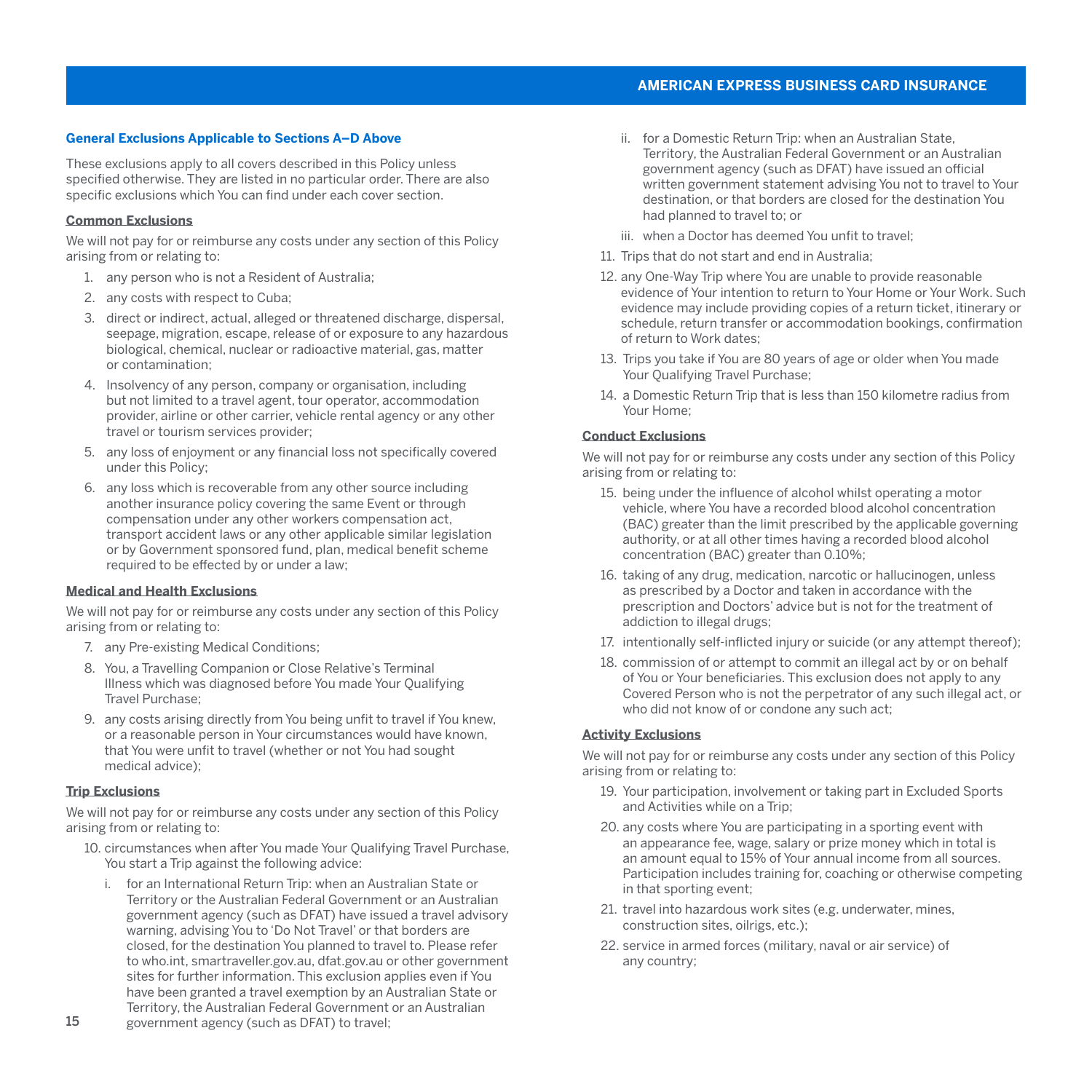### General Exclusions Applicable to Sections A–D Above

These exclusions apply to all covers described in this Policy unless specified otherwise. They are listed in no particular order. There are also specific exclusions which You can find under each cover section.

**Common Exclusions**

We will not pay for or reimburse any costs under any section of this Policy arising from or relating to:

1. any person who is not a Resident of Australia;
2. any costs with respect to Cuba;
3. direct or indirect, actual, alleged or threatened discharge, dispersal, seepage, migration, escape, release of or exposure to any hazardous biological, chemical, nuclear or radioactive material, gas, matter or contamination;
4. Insolvency of any person, company or organisation, including but not limited to a travel agent, tour operator, accommodation provider, airline or other carrier, vehicle rental agency or any other travel or tourism services provider;
5. any loss of enjoyment or any financial loss not specifically covered under this Policy;
6. any loss which is recoverable from any other source including another insurance policy covering the same Event or through compensation under any other workers compensation act, transport accident laws or any other applicable similar legislation or by Government sponsored fund, plan, medical benefit scheme required to be effected by or under a law;

**Medical and Health Exclusions**

We will not pay for or reimburse any costs under any section of this Policy arising from or relating to:

7. any Pre-existing Medical Conditions;
8. You, a Travelling Companion or Close Relative's Terminal Illness which was diagnosed before You made Your Qualifying Travel Purchase;
9. any costs arising directly from You being unfit to travel if You knew, or a reasonable person in Your circumstances would have known, that You were unfit to travel (whether or not You had sought medical advice);

**Trip Exclusions**

We will not pay for or reimburse any costs under any section of this Policy arising from or relating to:

10. circumstances when after You made Your Qualifying Travel Purchase, You start a Trip against the following advice:
    i. for an International Return Trip: when an Australian State or Territory or the Australian Federal Government or an Australian government agency (such as DFAT) have issued a travel advisory warning, advising You to 'Do Not Travel' or that borders are closed, for the destination You planned to travel to. Please refer to who.int, smartraveller.gov.au, dfat.gov.au or other government sites for further information. This exclusion applies even if You have been granted a travel exemption by an Australian State or Territory, the Australian Federal Government or an Australian government agency (such as DFAT) to travel;
    ii. for a Domestic Return Trip: when an Australian State, Territory, the Australian Federal Government or an Australian government agency (such as DFAT) have issued an official written government statement advising You not to travel to Your destination, or that borders are closed for the destination You had planned to travel to; or
    iii. when a Doctor has deemed You unfit to travel;
11. Trips that do not start and end in Australia;
12. any One-Way Trip where You are unable to provide reasonable evidence of Your intention to return to Your Home or Your Work. Such evidence may include providing copies of a return ticket, itinerary or schedule, return transfer or accommodation bookings, confirmation of return to Work dates;
13. Trips you take if You are 80 years of age or older when You made Your Qualifying Travel Purchase;
14. a Domestic Return Trip that is less than 150 kilometre radius from Your Home;

**Conduct Exclusions**

We will not pay for or reimburse any costs under any section of this Policy arising from or relating to:

15. being under the influence of alcohol whilst operating a motor vehicle, where You have a recorded blood alcohol concentration (BAC) greater than the limit prescribed by the applicable governing authority, or at all other times having a recorded blood alcohol concentration (BAC) greater than 0.10%;
16. taking of any drug, medication, narcotic or hallucinogen, unless as prescribed by a Doctor and taken in accordance with the prescription and Doctors' advice but is not for the treatment of addiction to illegal drugs;
17. intentionally self-inflicted injury or suicide (or any attempt thereof);
18. commission of or attempt to commit an illegal act by or on behalf of You or Your beneficiaries. This exclusion does not apply to any Covered Person who is not the perpetrator of any such illegal act, or who did not know of or condone any such act;

**Activity Exclusions**

We will not pay for or reimburse any costs under any section of this Policy arising from or relating to:

19. Your participation, involvement or taking part in Excluded Sports and Activities while on a Trip;
20. any costs where You are participating in a sporting event with an appearance fee, wage, salary or prize money which in total is an amount equal to 15% of Your annual income from all sources. Participation includes training for, coaching or otherwise competing in that sporting event;
21. travel into hazardous work sites (e.g. underwater, mines, construction sites, oilrigs, etc.);
22. service in armed forces (military, naval or air service) of any country;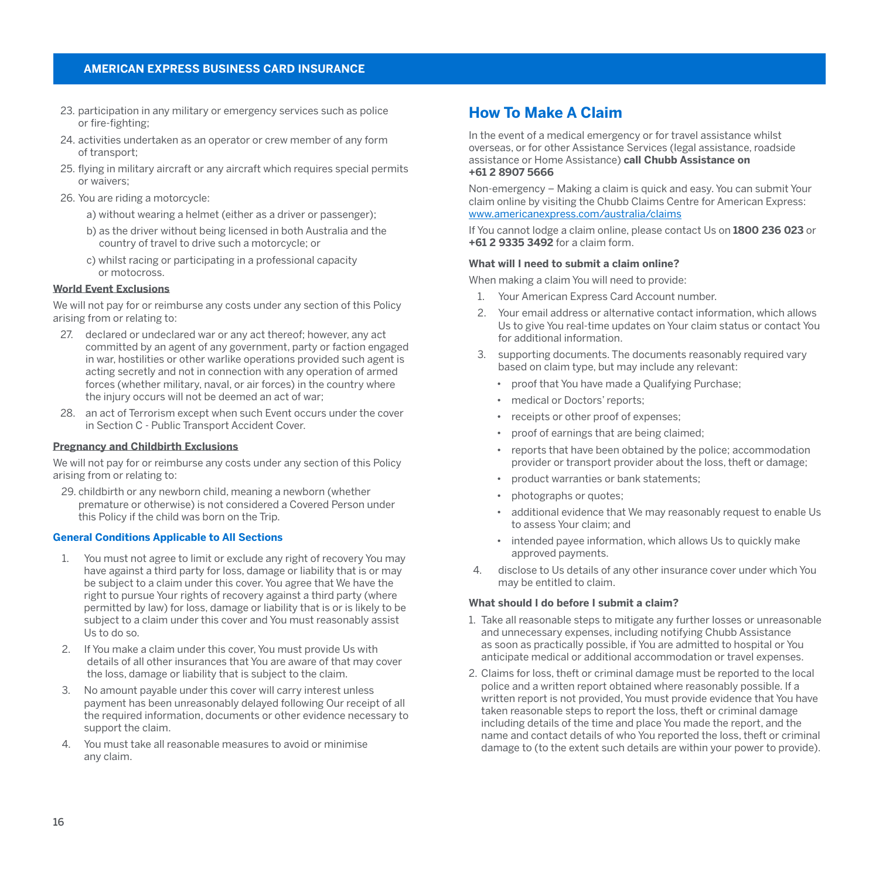23. participation in any military or emergency services such as police or fire-fighting;
24. activities undertaken as an operator or crew member of any form of transport;
25. flying in military aircraft or any aircraft which requires special permits or waivers;
26. You are riding a motorcycle:
    a) without wearing a helmet (either as a driver or passenger);
    b) as the driver without being licensed in both Australia and the country of travel to drive such a motorcycle; or
    c) whilst racing or participating in a professional capacity or motocross.

**World Event Exclusions**

We will not pay for or reimburse any costs under any section of this Policy arising from or relating to:

27. declared or undeclared war or any act thereof; however, any act committed by an agent of any government, party or faction engaged in war, hostilities or other warlike operations provided such agent is acting secretly and not in connection with any operation of armed forces (whether military, naval, or air forces) in the country where the injury occurs will not be deemed an act of war;
28. an act of Terrorism except when such Event occurs under the cover in Section C - Public Transport Accident Cover.

**Pregnancy and Childbirth Exclusions**

We will not pay for or reimburse any costs under any section of this Policy arising from or relating to:

29. childbirth or any newborn child, meaning a newborn (whether premature or otherwise) is not considered a Covered Person under this Policy if the child was born on the Trip.

### General Conditions Applicable to All Sections

1. You must not agree to limit or exclude any right of recovery You may have against a third party for loss, damage or liability that is or may be subject to a claim under this cover. You agree that We have the right to pursue Your rights of recovery against a third party (where permitted by law) for loss, damage or liability that is or is likely to be subject to a claim under this cover and You must reasonably assist Us to do so.
2. If You make a claim under this cover, You must provide Us with details of all other insurances that You are aware of that may cover the loss, damage or liability that is subject to the claim.
3. No amount payable under this cover will carry interest unless payment has been unreasonably delayed following Our receipt of all the required information, documents or other evidence necessary to support the claim.
4. You must take all reasonable measures to avoid or minimise any claim.

## How To Make A Claim

In the event of a medical emergency or for travel assistance whilst overseas, or for other Assistance Services (legal assistance, roadside assistance or Home Assistance) **call Chubb Assistance on +61 2 8907 5666**

Non-emergency – Making a claim is quick and easy. You can submit Your claim online by visiting the Chubb Claims Centre for American Express: www.americanexpress.com/australia/claims

If You cannot lodge a claim online, please contact Us on **1800 236 023** or **+61 2 9335 3492** for a claim form.

**What will I need to submit a claim online?**

When making a claim You will need to provide:

1. Your American Express Card Account number.
2. Your email address or alternative contact information, which allows Us to give You real-time updates on Your claim status or contact You for additional information.
3. supporting documents. The documents reasonably required vary based on claim type, but may include any relevant:
    - proof that You have made a Qualifying Purchase;
    - medical or Doctors' reports;
    - receipts or other proof of expenses;
    - proof of earnings that are being claimed;
    - reports that have been obtained by the police; accommodation provider or transport provider about the loss, theft or damage;
    - product warranties or bank statements;
    - photographs or quotes;
    - additional evidence that We may reasonably request to enable Us to assess Your claim; and
    - intended payee information, which allows Us to quickly make approved payments.
4. disclose to Us details of any other insurance cover under which You may be entitled to claim.

**What should I do before I submit a claim?**

1. Take all reasonable steps to mitigate any further losses or unreasonable and unnecessary expenses, including notifying Chubb Assistance as soon as practically possible, if You are admitted to hospital or You anticipate medical or additional accommodation or travel expenses.
2. Claims for loss, theft or criminal damage must be reported to the local police and a written report obtained where reasonably possible. If a written report is not provided, You must provide evidence that You have taken reasonable steps to report the loss, theft or criminal damage including details of the time and place You made the report, and the name and contact details of who You reported the loss, theft or criminal damage to (to the extent such details are within your power to provide).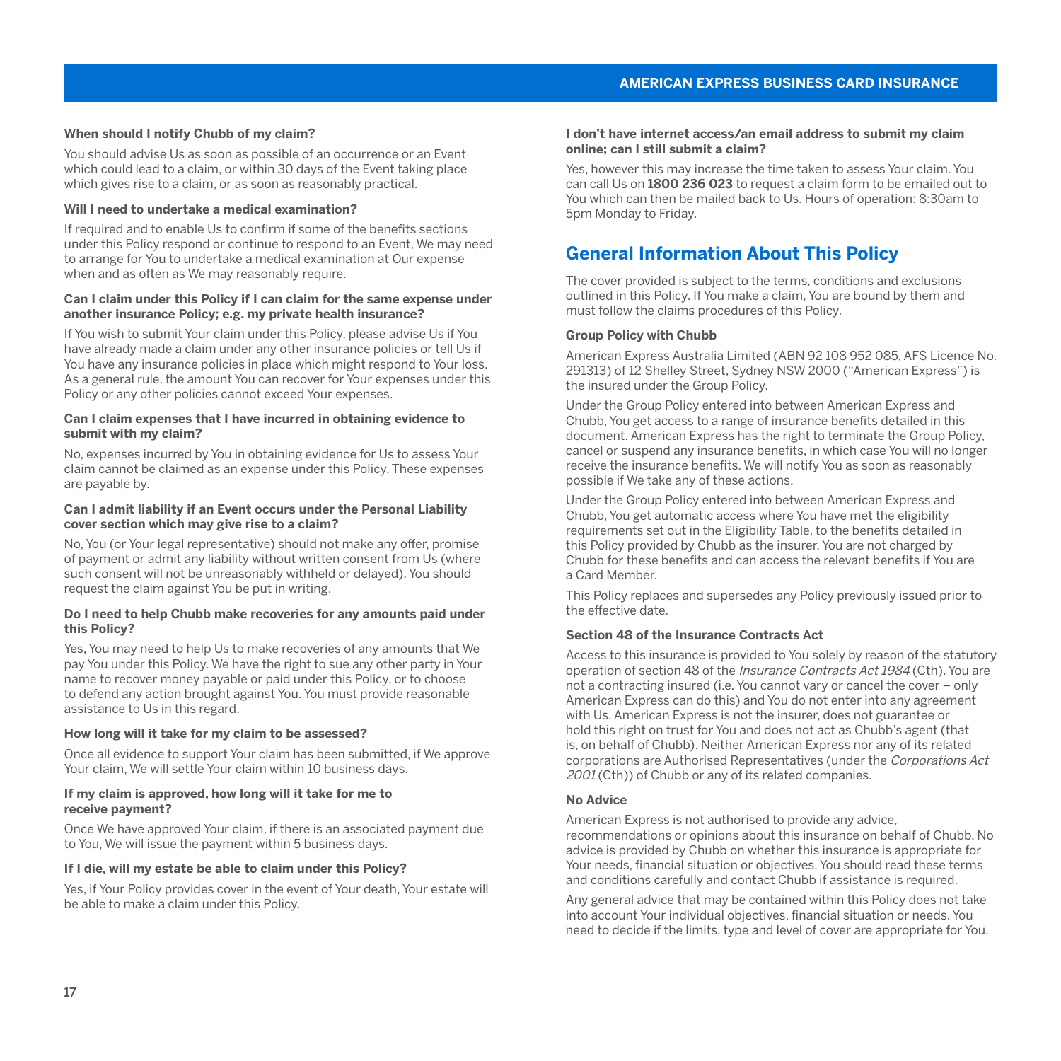#### When should I notify Chubb of my claim?

You should advise Us as soon as possible of an occurrence or an Event which could lead to a claim, or within 30 days of the Event taking place which gives rise to a claim, or as soon as reasonably practical.

#### Will I need to undertake a medical examination?

If required and to enable Us to confirm if some of the benefits sections under this Policy respond or continue to respond to an Event, We may need to arrange for You to undertake a medical examination at Our expense when and as often as We may reasonably require.

#### Can I claim under this Policy if I can claim for the same expense under another insurance Policy; e.g. my private health insurance?

If You wish to submit Your claim under this Policy, please advise Us if You have already made a claim under any other insurance policies or tell Us if You have any insurance policies in place which might respond to Your loss. As a general rule, the amount You can recover for Your expenses under this Policy or any other policies cannot exceed Your expenses.

#### Can I claim expenses that I have incurred in obtaining evidence to submit with my claim?

No, expenses incurred by You in obtaining evidence for Us to assess Your claim cannot be claimed as an expense under this Policy. These expenses are payable by.

#### Can I admit liability if an Event occurs under the Personal Liability cover section which may give rise to a claim?

No, You (or Your legal representative) should not make any offer, promise of payment or admit any liability without written consent from Us (where such consent will not be unreasonably withheld or delayed). You should request the claim against You be put in writing.

#### Do I need to help Chubb make recoveries for any amounts paid under this Policy?

Yes, You may need to help Us to make recoveries of any amounts that We pay You under this Policy. We have the right to sue any other party in Your name to recover money payable or paid under this Policy, or to choose to defend any action brought against You. You must provide reasonable assistance to Us in this regard.

#### How long will it take for my claim to be assessed?

Once all evidence to support Your claim has been submitted, if We approve Your claim, We will settle Your claim within 10 business days.

#### If my claim is approved, how long will it take for me to receive payment?

Once We have approved Your claim, if there is an associated payment due to You, We will issue the payment within 5 business days.

#### If I die, will my estate be able to claim under this Policy?

Yes, if Your Policy provides cover in the event of Your death, Your estate will be able to make a claim under this Policy.

#### I don't have internet access/an email address to submit my claim online; can I still submit a claim?

Yes, however this may increase the time taken to assess Your claim. You can call Us on **1800 236 023** to request a claim form to be emailed out to You which can then be mailed back to Us. Hours of operation: 8:30am to 5pm Monday to Friday.

## General Information About This Policy

The cover provided is subject to the terms, conditions and exclusions outlined in this Policy. If You make a claim, You are bound by them and must follow the claims procedures of this Policy.

#### Group Policy with Chubb

American Express Australia Limited (ABN 92 108 952 085, AFS Licence No. 291313) of 12 Shelley Street, Sydney NSW 2000 ("American Express") is the insured under the Group Policy.

Under the Group Policy entered into between American Express and Chubb, You get access to a range of insurance benefits detailed in this document. American Express has the right to terminate the Group Policy, cancel or suspend any insurance benefits, in which case You will no longer receive the insurance benefits. We will notify You as soon as reasonably possible if We take any of these actions.

Under the Group Policy entered into between American Express and Chubb, You get automatic access where You have met the eligibility requirements set out in the Eligibility Table, to the benefits detailed in this Policy provided by Chubb as the insurer. You are not charged by Chubb for these benefits and can access the relevant benefits if You are a Card Member.

This Policy replaces and supersedes any Policy previously issued prior to the effective date.

#### Section 48 of the Insurance Contracts Act

Access to this insurance is provided to You solely by reason of the statutory operation of section 48 of the *Insurance Contracts Act 1984* (Cth). You are not a contracting insured (i.e. You cannot vary or cancel the cover – only American Express can do this) and You do not enter into any agreement with Us. American Express is not the insurer, does not guarantee or hold this right on trust for You and does not act as Chubb's agent (that is, on behalf of Chubb). Neither American Express nor any of its related corporations are Authorised Representatives (under the *Corporations Act 2001* (Cth)) of Chubb or any of its related companies.

#### No Advice

American Express is not authorised to provide any advice, recommendations or opinions about this insurance on behalf of Chubb. No advice is provided by Chubb on whether this insurance is appropriate for Your needs, financial situation or objectives. You should read these terms and conditions carefully and contact Chubb if assistance is required.

Any general advice that may be contained within this Policy does not take into account Your individual objectives, financial situation or needs. You need to decide if the limits, type and level of cover are appropriate for You.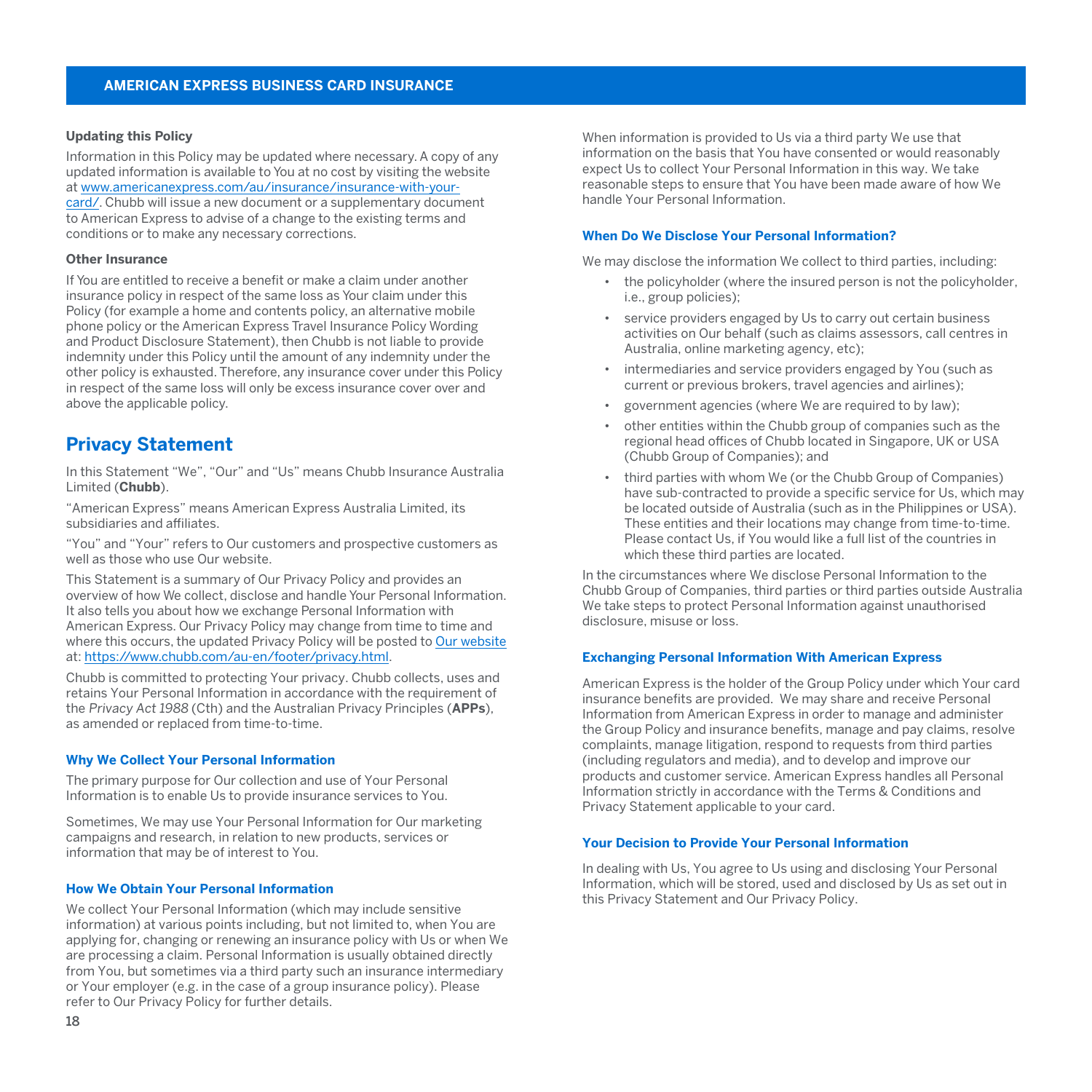### Updating this Policy

Information in this Policy may be updated where necessary. A copy of any updated information is available to You at no cost by visiting the website at www.americanexpress.com/au/insurance/insurance-with-your-card/. Chubb will issue a new document or a supplementary document to American Express to advise of a change to the existing terms and conditions or to make any necessary corrections.

### Other Insurance

If You are entitled to receive a benefit or make a claim under another insurance policy in respect of the same loss as Your claim under this Policy (for example a home and contents policy, an alternative mobile phone policy or the American Express Travel Insurance Policy Wording and Product Disclosure Statement), then Chubb is not liable to provide indemnity under this Policy until the amount of any indemnity under the other policy is exhausted. Therefore, any insurance cover under this Policy in respect of the same loss will only be excess insurance cover over and above the applicable policy.

## Privacy Statement

In this Statement "We", "Our" and "Us" means Chubb Insurance Australia Limited (**Chubb**).

"American Express" means American Express Australia Limited, its subsidiaries and affiliates.

"You" and "Your" refers to Our customers and prospective customers as well as those who use Our website.

This Statement is a summary of Our Privacy Policy and provides an overview of how We collect, disclose and handle Your Personal Information. It also tells you about how we exchange Personal Information with American Express. Our Privacy Policy may change from time to time and where this occurs, the updated Privacy Policy will be posted to Our website at: https://www.chubb.com/au-en/footer/privacy.html.

Chubb is committed to protecting Your privacy. Chubb collects, uses and retains Your Personal Information in accordance with the requirement of the *Privacy Act 1988* (Cth) and the Australian Privacy Principles (**APPs**), as amended or replaced from time-to-time.

### Why We Collect Your Personal Information

The primary purpose for Our collection and use of Your Personal Information is to enable Us to provide insurance services to You.

Sometimes, We may use Your Personal Information for Our marketing campaigns and research, in relation to new products, services or information that may be of interest to You.

### How We Obtain Your Personal Information

We collect Your Personal Information (which may include sensitive information) at various points including, but not limited to, when You are applying for, changing or renewing an insurance policy with Us or when We are processing a claim. Personal Information is usually obtained directly from You, but sometimes via a third party such an insurance intermediary or Your employer (e.g. in the case of a group insurance policy). Please refer to Our Privacy Policy for further details.

When information is provided to Us via a third party We use that information on the basis that You have consented or would reasonably expect Us to collect Your Personal Information in this way. We take reasonable steps to ensure that You have been made aware of how We handle Your Personal Information.

### When Do We Disclose Your Personal Information?

We may disclose the information We collect to third parties, including:

- the policyholder (where the insured person is not the policyholder, i.e., group policies);
- service providers engaged by Us to carry out certain business activities on Our behalf (such as claims assessors, call centres in Australia, online marketing agency, etc);
- intermediaries and service providers engaged by You (such as current or previous brokers, travel agencies and airlines);
- government agencies (where We are required to by law);
- other entities within the Chubb group of companies such as the regional head offices of Chubb located in Singapore, UK or USA (Chubb Group of Companies); and
- third parties with whom We (or the Chubb Group of Companies) have sub-contracted to provide a specific service for Us, which may be located outside of Australia (such as in the Philippines or USA). These entities and their locations may change from time-to-time. Please contact Us, if You would like a full list of the countries in which these third parties are located.

In the circumstances where We disclose Personal Information to the Chubb Group of Companies, third parties or third parties outside Australia We take steps to protect Personal Information against unauthorised disclosure, misuse or loss.

### Exchanging Personal Information With American Express

American Express is the holder of the Group Policy under which Your card insurance benefits are provided. We may share and receive Personal Information from American Express in order to manage and administer the Group Policy and insurance benefits, manage and pay claims, resolve complaints, manage litigation, respond to requests from third parties (including regulators and media), and to develop and improve our products and customer service. American Express handles all Personal Information strictly in accordance with the Terms & Conditions and Privacy Statement applicable to your card.

### Your Decision to Provide Your Personal Information

In dealing with Us, You agree to Us using and disclosing Your Personal Information, which will be stored, used and disclosed by Us as set out in this Privacy Statement and Our Privacy Policy.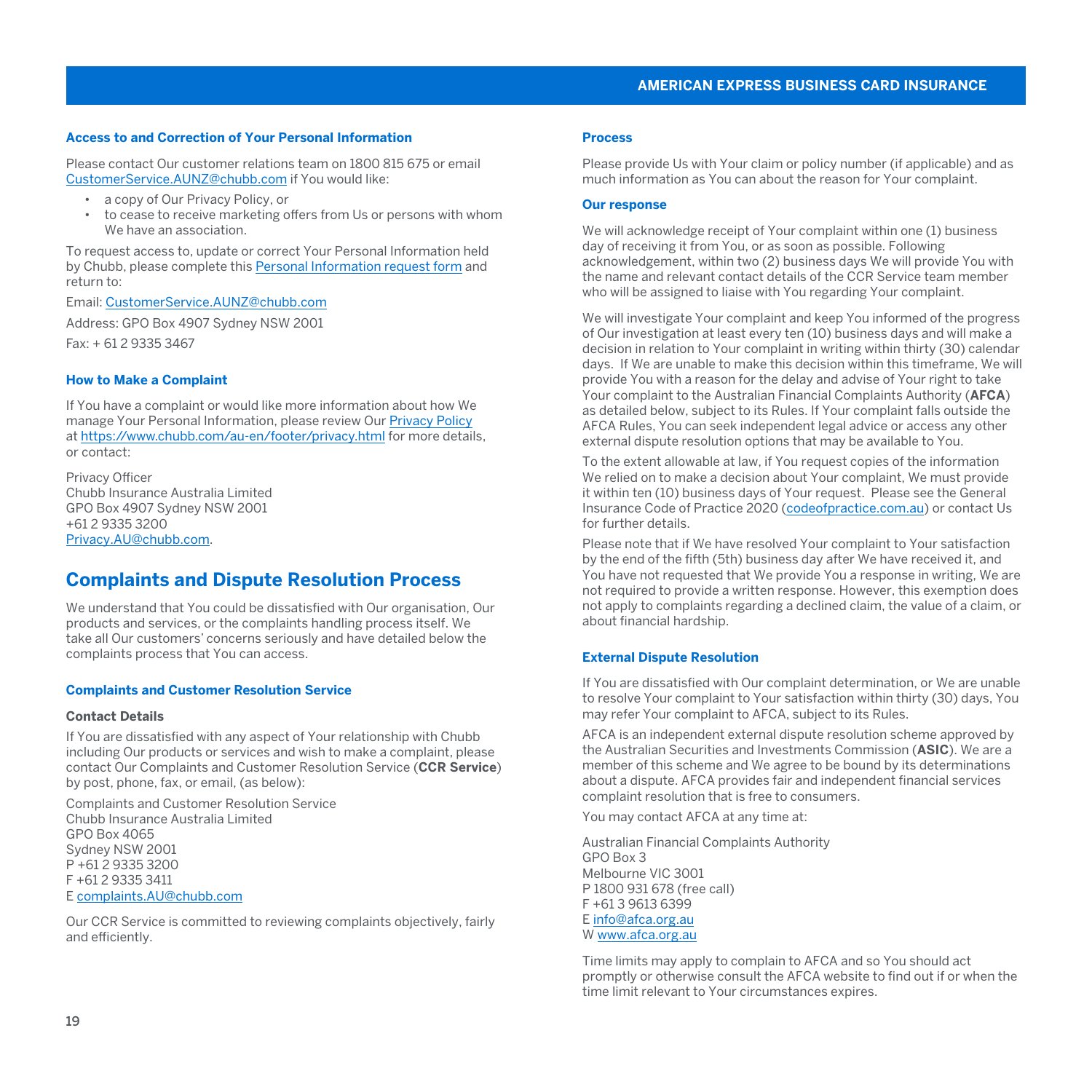### Access to and Correction of Your Personal Information

Please contact Our customer relations team on 1800 815 675 or email CustomerService.AUNZ@chubb.com if You would like:

- a copy of Our Privacy Policy, or
- to cease to receive marketing offers from Us or persons with whom We have an association.

To request access to, update or correct Your Personal Information held by Chubb, please complete this Personal Information request form and return to:

Email: CustomerService.AUNZ@chubb.com

Address: GPO Box 4907 Sydney NSW 2001

Fax: + 61 2 9335 3467

### How to Make a Complaint

If You have a complaint or would like more information about how We manage Your Personal Information, please review Our Privacy Policy at https://www.chubb.com/au-en/footer/privacy.html for more details, or contact:

Privacy Officer
Chubb Insurance Australia Limited
GPO Box 4907 Sydney NSW 2001
+61 2 9335 3200
Privacy.AU@chubb.com.

## Complaints and Dispute Resolution Process

We understand that You could be dissatisfied with Our organisation, Our products and services, or the complaints handling process itself. We take all Our customers' concerns seriously and have detailed below the complaints process that You can access.

### Complaints and Customer Resolution Service

**Contact Details**

If You are dissatisfied with any aspect of Your relationship with Chubb including Our products or services and wish to make a complaint, please contact Our Complaints and Customer Resolution Service (**CCR Service**) by post, phone, fax, or email, (as below):

Complaints and Customer Resolution Service
Chubb Insurance Australia Limited
GPO Box 4065
Sydney NSW 2001
P +61 2 9335 3200
F +61 2 9335 3411
E complaints.AU@chubb.com

Our CCR Service is committed to reviewing complaints objectively, fairly and efficiently.

### Process

Please provide Us with Your claim or policy number (if applicable) and as much information as You can about the reason for Your complaint.

### Our response

We will acknowledge receipt of Your complaint within one (1) business day of receiving it from You, or as soon as possible. Following acknowledgement, within two (2) business days We will provide You with the name and relevant contact details of the CCR Service team member who will be assigned to liaise with You regarding Your complaint.

We will investigate Your complaint and keep You informed of the progress of Our investigation at least every ten (10) business days and will make a decision in relation to Your complaint in writing within thirty (30) calendar days. If We are unable to make this decision within this timeframe, We will provide You with a reason for the delay and advise of Your right to take Your complaint to the Australian Financial Complaints Authority (**AFCA**) as detailed below, subject to its Rules. If Your complaint falls outside the AFCA Rules, You can seek independent legal advice or access any other external dispute resolution options that may be available to You.

To the extent allowable at law, if You request copies of the information We relied on to make a decision about Your complaint, We must provide it within ten (10) business days of Your request. Please see the General Insurance Code of Practice 2020 (codeofpractice.com.au) or contact Us for further details.

Please note that if We have resolved Your complaint to Your satisfaction by the end of the fifth (5th) business day after We have received it, and You have not requested that We provide You a response in writing, We are not required to provide a written response. However, this exemption does not apply to complaints regarding a declined claim, the value of a claim, or about financial hardship.

### External Dispute Resolution

If You are dissatisfied with Our complaint determination, or We are unable to resolve Your complaint to Your satisfaction within thirty (30) days, You may refer Your complaint to AFCA, subject to its Rules.

AFCA is an independent external dispute resolution scheme approved by the Australian Securities and Investments Commission (**ASIC**). We are a member of this scheme and We agree to be bound by its determinations about a dispute. AFCA provides fair and independent financial services complaint resolution that is free to consumers.

You may contact AFCA at any time at:

Australian Financial Complaints Authority
GPO Box 3
Melbourne VIC 3001
P 1800 931 678 (free call)
F +61 3 9613 6399
E info@afca.org.au
W www.afca.org.au

Time limits may apply to complain to AFCA and so You should act promptly or otherwise consult the AFCA website to find out if or when the time limit relevant to Your circumstances expires.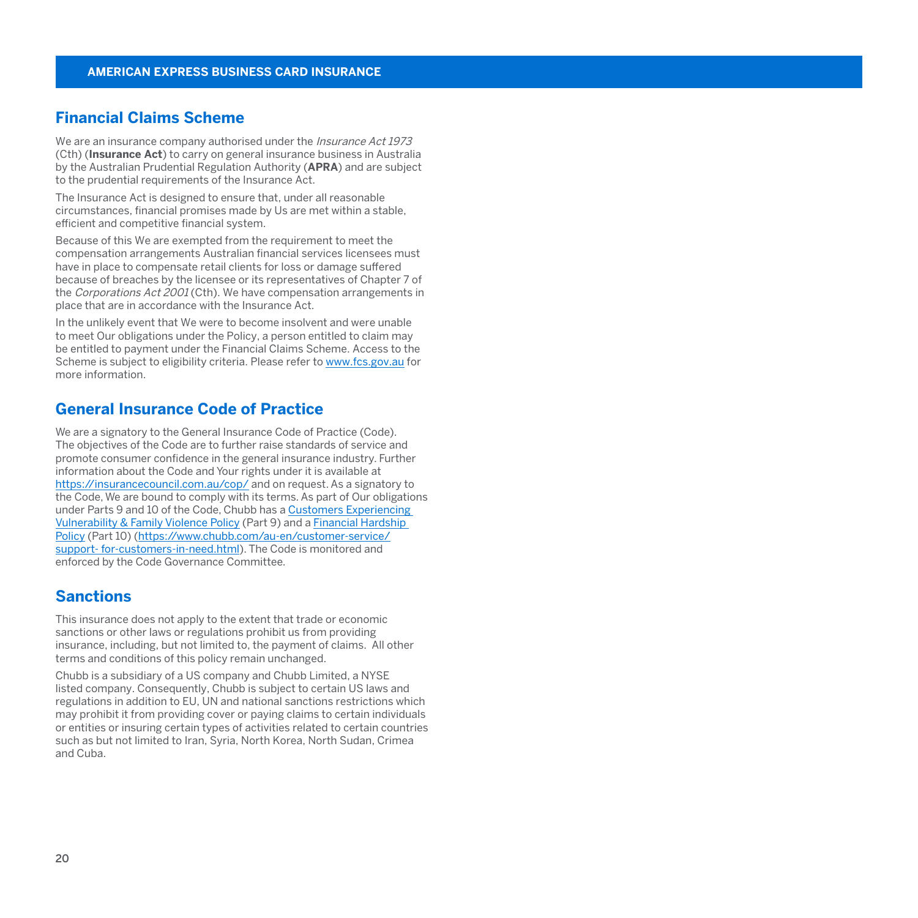## Financial Claims Scheme

We are an insurance company authorised under the *Insurance Act 1973* (Cth) (**Insurance Act**) to carry on general insurance business in Australia by the Australian Prudential Regulation Authority (**APRA**) and are subject to the prudential requirements of the Insurance Act.

The Insurance Act is designed to ensure that, under all reasonable circumstances, financial promises made by Us are met within a stable, efficient and competitive financial system.

Because of this We are exempted from the requirement to meet the compensation arrangements Australian financial services licensees must have in place to compensate retail clients for loss or damage suffered because of breaches by the licensee or its representatives of Chapter 7 of the *Corporations Act 2001* (Cth). We have compensation arrangements in place that are in accordance with the Insurance Act.

In the unlikely event that We were to become insolvent and were unable to meet Our obligations under the Policy, a person entitled to claim may be entitled to payment under the Financial Claims Scheme. Access to the Scheme is subject to eligibility criteria. Please refer to www.fcs.gov.au for more information.

## General Insurance Code of Practice

We are a signatory to the General Insurance Code of Practice (Code). The objectives of the Code are to further raise standards of service and promote consumer confidence in the general insurance industry. Further information about the Code and Your rights under it is available at https://insurancecouncil.com.au/cop/ and on request. As a signatory to the Code, We are bound to comply with its terms. As part of Our obligations under Parts 9 and 10 of the Code, Chubb has a Customers Experiencing Vulnerability & Family Violence Policy (Part 9) and a Financial Hardship Policy (Part 10) (https://www.chubb.com/au-en/customer-service/support- for-customers-in-need.html). The Code is monitored and enforced by the Code Governance Committee.

## Sanctions

This insurance does not apply to the extent that trade or economic sanctions or other laws or regulations prohibit us from providing insurance, including, but not limited to, the payment of claims. All other terms and conditions of this policy remain unchanged.

Chubb is a subsidiary of a US company and Chubb Limited, a NYSE listed company. Consequently, Chubb is subject to certain US laws and regulations in addition to EU, UN and national sanctions restrictions which may prohibit it from providing cover or paying claims to certain individuals or entities or insuring certain types of activities related to certain countries such as but not limited to Iran, Syria, North Korea, North Sudan, Crimea and Cuba.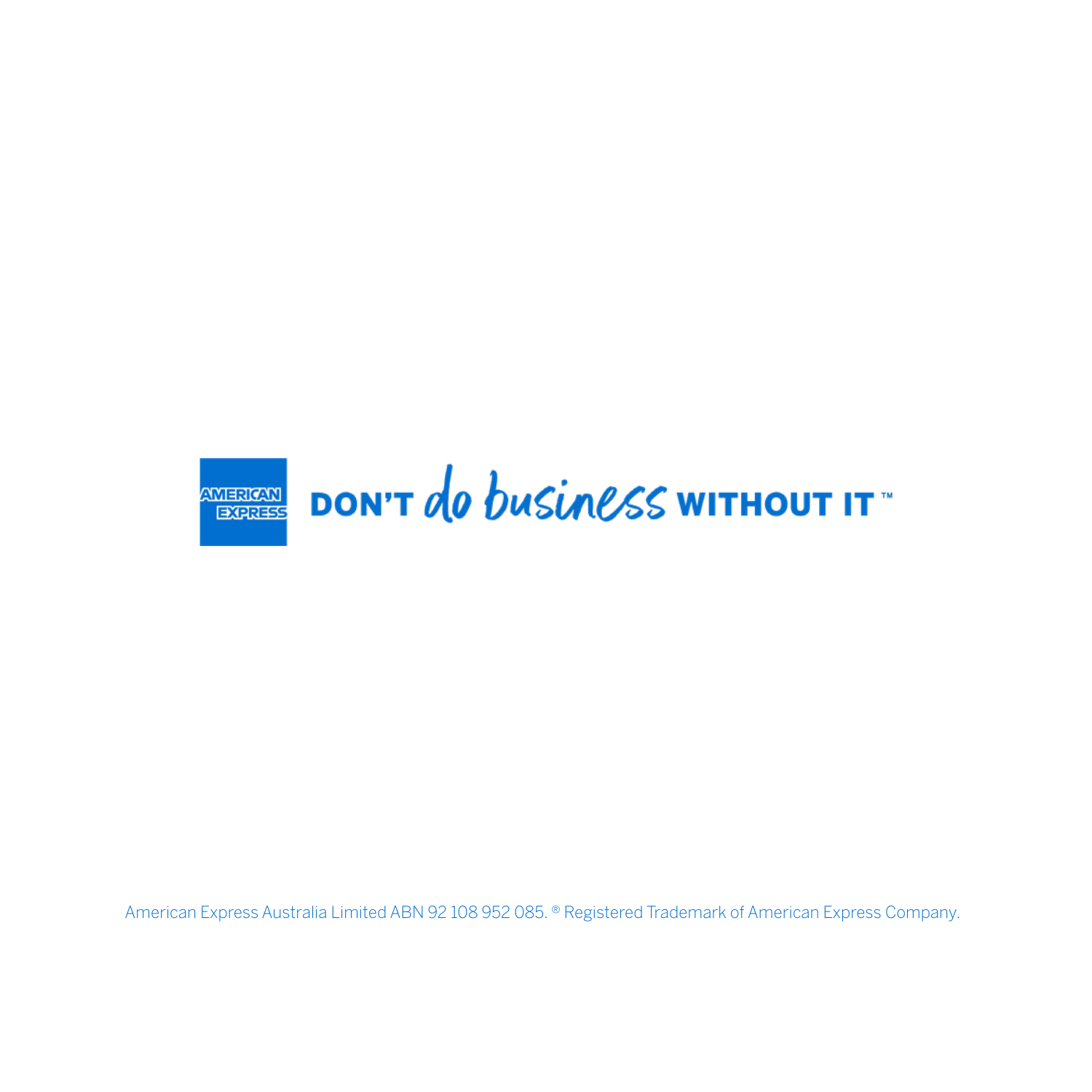AMERICAN EXPRESS DON'T *do business* WITHOUT IT™

American Express Australia Limited ABN 92 108 952 085. ® Registered Trademark of American Express Company.